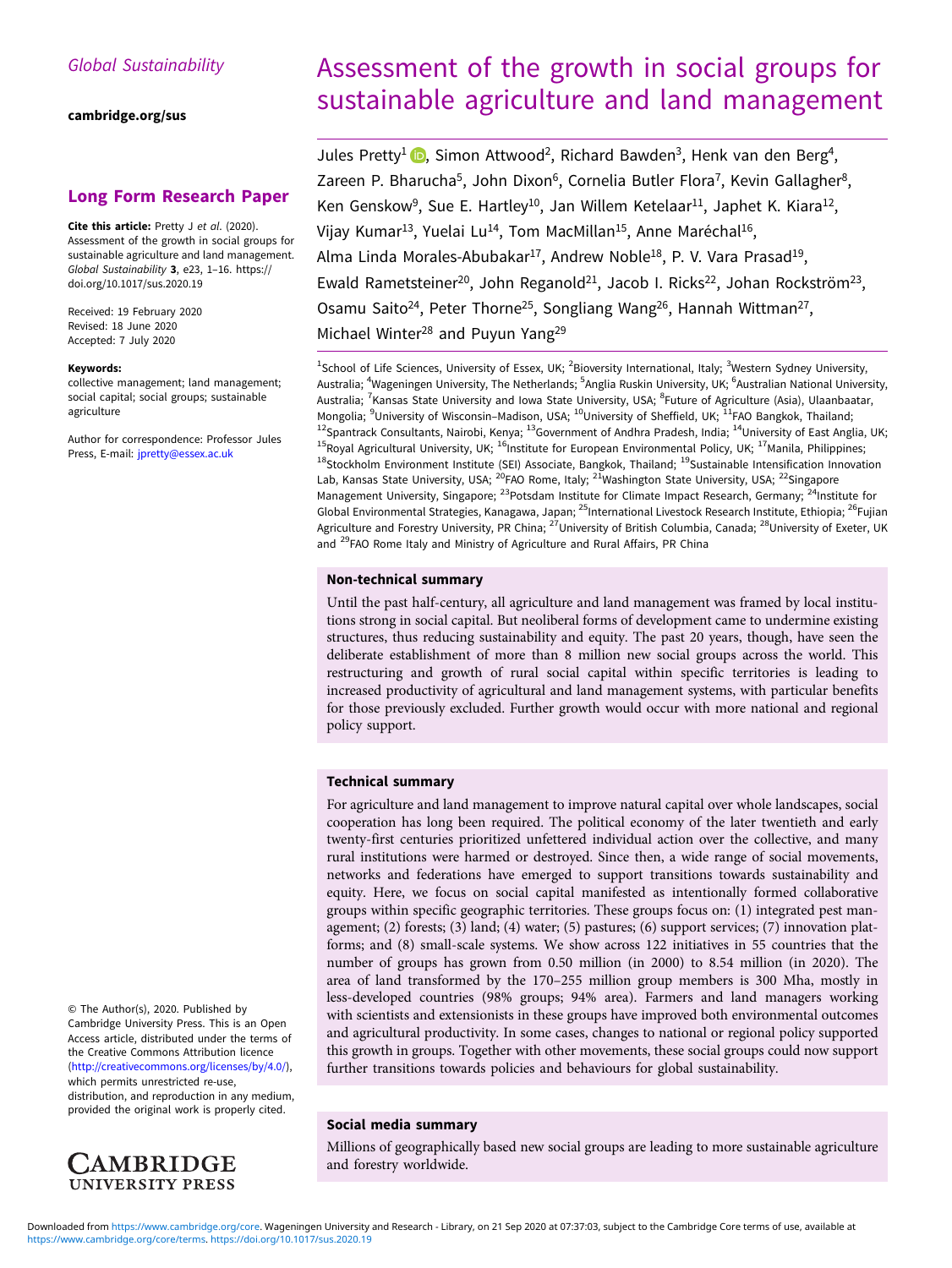Global Sustainability

cambridge.org/sus

## Long Form Research Paper

**Cite this article:** Pretty J *et al.* (2020). Assessment of the growth in social groups for sustainable agriculture and land management. *Global Sustainability* **3**, e23, 1–16. https://doi.org/10.1017/sus.2020.19

Received: 19 February 2020
Revised: 18 June 2020
Accepted: 7 July 2020

**Keywords:**
collective management; land management; social capital; social groups; sustainable agriculture

Author for correspondence: Professor Jules Press, E-mail: jpretty@essex.ac.uk

# Assessment of the growth in social groups for sustainable agriculture and land management

Jules Pretty[1], Simon Attwood[2], Richard Bawden[3], Henk van den Berg[4], Zareen P. Bharucha[5], John Dixon[6], Cornelia Butler Flora[7], Kevin Gallagher[8], Ken Genskow[9], Sue E. Hartley[10], Jan Willem Ketelaar[11], Japhet K. Kiara[12], Vijay Kumar[13], Yuelai Lu[14], Tom MacMillan[15], Anne Maréchal[16], Alma Linda Morales-Abubakar[17], Andrew Noble[18], P. V. Vara Prasad[19], Ewald Rametsteiner[20], John Reganold[21], Jacob I. Ricks[22], Johan Rockström[23], Osamu Saito[24], Peter Thorne[25], Songliang Wang[26], Hannah Wittman[27], Michael Winter[28] and Puyun Yang[29]

[1]School of Life Sciences, University of Essex, UK; [2]Bioversity International, Italy; [3]Western Sydney University, Australia; [4]Wageningen University, The Netherlands; [5]Anglia Ruskin University, UK; [6]Australian National University, Australia; [7]Kansas State University and Iowa State University, USA; [8]Future of Agriculture (Asia), Ulaanbaatar, Mongolia; [9]University of Wisconsin–Madison, USA; [10]University of Sheffield, UK; [11]FAO Bangkok, Thailand; [12]Spantrack Consultants, Nairobi, Kenya; [13]Government of Andhra Pradesh, India; [14]University of East Anglia, UK; [15]Royal Agricultural University, UK; [16]Institute for European Environmental Policy, UK; [17]Manila, Philippines; [18]Stockholm Environment Institute (SEI) Associate, Bangkok, Thailand; [19]Sustainable Intensification Innovation Lab, Kansas State University, USA; [20]FAO Rome, Italy; [21]Washington State University, USA; [22]Singapore Management University, Singapore; [23]Potsdam Institute for Climate Impact Research, Germany; [24]Institute for Global Environmental Strategies, Kanagawa, Japan; [25]International Livestock Research Institute, Ethiopia; [26]Fujian Agriculture and Forestry University, PR China; [27]University of British Columbia, Canada; [28]University of Exeter, UK and [29]FAO Rome Italy and Ministry of Agriculture and Rural Affairs, PR China

### Non-technical summary

Until the past half-century, all agriculture and land management was framed by local institutions strong in social capital. But neoliberal forms of development came to undermine existing structures, thus reducing sustainability and equity. The past 20 years, though, have seen the deliberate establishment of more than 8 million new social groups across the world. This restructuring and growth of rural social capital within specific territories is leading to increased productivity of agricultural and land management systems, with particular benefits for those previously excluded. Further growth would occur with more national and regional policy support.

### Technical summary

For agriculture and land management to improve natural capital over whole landscapes, social cooperation has long been required. The political economy of the later twentieth and early twenty-first centuries prioritized unfettered individual action over the collective, and many rural institutions were harmed or destroyed. Since then, a wide range of social movements, networks and federations have emerged to support transitions towards sustainability and equity. Here, we focus on social capital manifested as intentionally formed collaborative groups within specific geographic territories. These groups focus on: (1) integrated pest management; (2) forests; (3) land; (4) water; (5) pastures; (6) support services; (7) innovation platforms; and (8) small-scale systems. We show across 122 initiatives in 55 countries that the number of groups has grown from 0.50 million (in 2000) to 8.54 million (in 2020). The area of land transformed by the 170–255 million group members is 300 Mha, mostly in less-developed countries (98% groups; 94% area). Farmers and land managers working with scientists and extensionists in these groups have improved both environmental outcomes and agricultural productivity. In some cases, changes to national or regional policy supported this growth in groups. Together with other movements, these social groups could now support further transitions towards policies and behaviours for global sustainability.

### Social media summary

Millions of geographically based new social groups are leading to more sustainable agriculture and forestry worldwide.

© The Author(s), 2020. Published by Cambridge University Press. This is an Open Access article, distributed under the terms of the Creative Commons Attribution licence (http://creativecommons.org/licenses/by/4.0/), which permits unrestricted re-use, distribution, and reproduction in any medium, provided the original work is properly cited.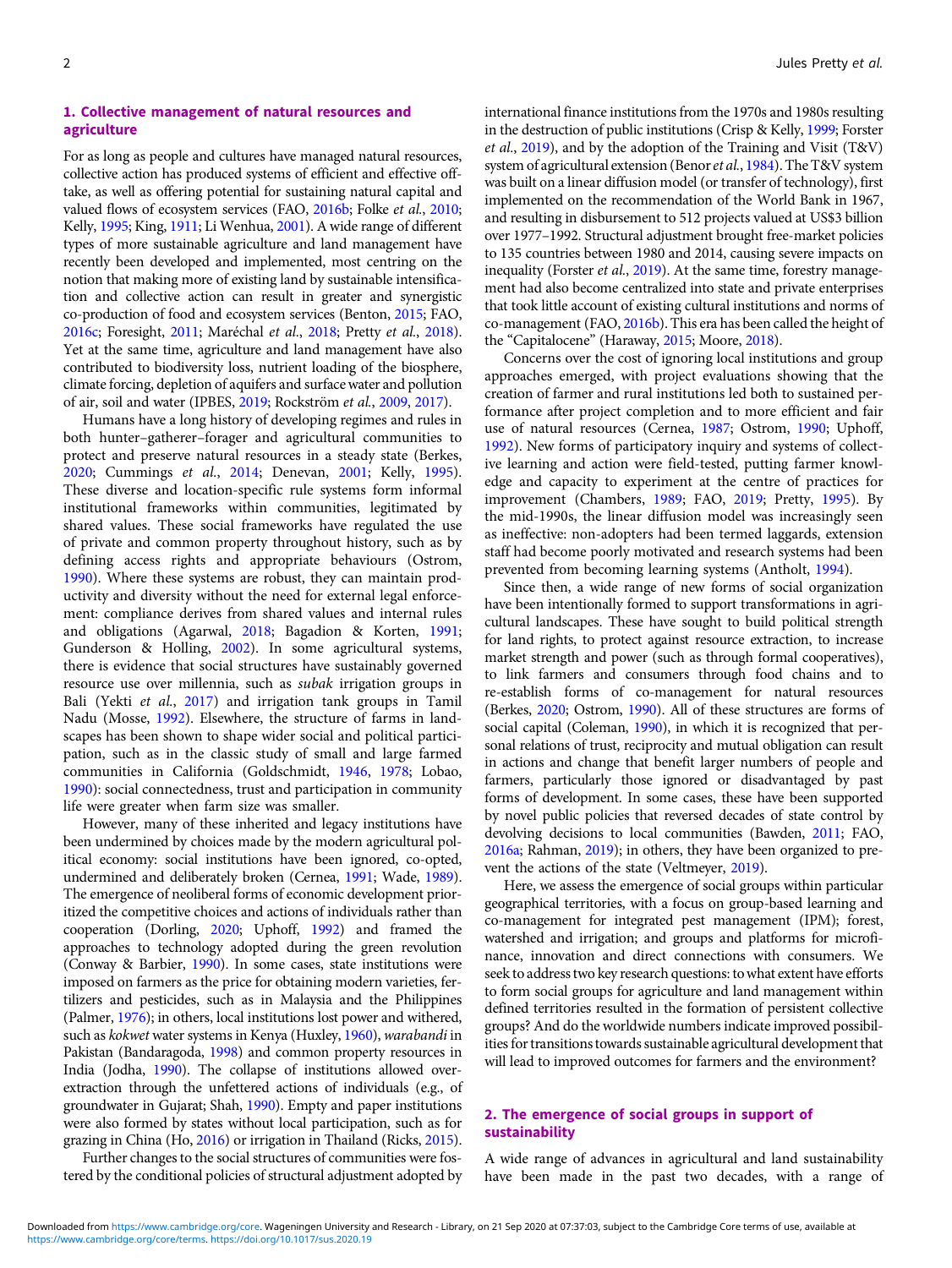## 1. Collective management of natural resources and agriculture

For as long as people and cultures have managed natural resources, collective action has produced systems of efficient and effective off-take, as well as offering potential for sustaining natural capital and valued flows of ecosystem services (FAO, 2016b; Folke *et al.*, 2010; Kelly, 1995; King, 1911; Li Wenhua, 2001). A wide range of different types of more sustainable agriculture and land management have recently been developed and implemented, most centring on the notion that making more of existing land by sustainable intensification and collective action can result in greater and synergistic co-production of food and ecosystem services (Benton, 2015; FAO, 2016c; Foresight, 2011; Maréchal *et al.*, 2018; Pretty *et al.*, 2018). Yet at the same time, agriculture and land management have also contributed to biodiversity loss, nutrient loading of the biosphere, climate forcing, depletion of aquifers and surface water and pollution of air, soil and water (IPBES, 2019; Rockström *et al.*, 2009, 2017).

Humans have a long history of developing regimes and rules in both hunter–gatherer–forager and agricultural communities to protect and preserve natural resources in a steady state (Berkes, 2020; Cummings *et al.*, 2014; Denevan, 2001; Kelly, 1995). These diverse and location-specific rule systems form informal institutional frameworks within communities, legitimated by shared values. These social frameworks have regulated the use of private and common property throughout history, such as by defining access rights and appropriate behaviours (Ostrom, 1990). Where these systems are robust, they can maintain productivity and diversity without the need for external legal enforcement: compliance derives from shared values and internal rules and obligations (Agarwal, 2018; Bagadion & Korten, 1991; Gunderson & Holling, 2002). In some agricultural systems, there is evidence that social structures have sustainably governed resource use over millennia, such as *subak* irrigation groups in Bali (Yekti *et al.*, 2017) and irrigation tank groups in Tamil Nadu (Mosse, 1992). Elsewhere, the structure of farms in landscapes has been shown to shape wider social and political participation, such as in the classic study of small and large farmed communities in California (Goldschmidt, 1946, 1978; Lobao, 1990): social connectedness, trust and participation in community life were greater when farm size was smaller.

However, many of these inherited and legacy institutions have been undermined by choices made by the modern agricultural political economy: social institutions have been ignored, co-opted, undermined and deliberately broken (Cernea, 1991; Wade, 1989). The emergence of neoliberal forms of economic development prioritized the competitive choices and actions of individuals rather than cooperation (Dorling, 2020; Uphoff, 1992) and framed the approaches to technology adopted during the green revolution (Conway & Barbier, 1990). In some cases, state institutions were imposed on farmers as the price for obtaining modern varieties, fertilizers and pesticides, such as in Malaysia and the Philippines (Palmer, 1976); in others, local institutions lost power and withered, such as *kokwet* water systems in Kenya (Huxley, 1960), *warabandi* in Pakistan (Bandaragoda, 1998) and common property resources in India (Jodha, 1990). The collapse of institutions allowed over-extraction through the unfettered actions of individuals (e.g., of groundwater in Gujarat; Shah, 1990). Empty and paper institutions were also formed by states without local participation, such as for grazing in China (Ho, 2016) or irrigation in Thailand (Ricks, 2015).

Further changes to the social structures of communities were fostered by the conditional policies of structural adjustment adopted by international finance institutions from the 1970s and 1980s resulting in the destruction of public institutions (Crisp & Kelly, 1999; Forster *et al.*, 2019), and by the adoption of the Training and Visit (T&V) system of agricultural extension (Benor *et al.*, 1984). The T&V system was built on a linear diffusion model (or transfer of technology), first implemented on the recommendation of the World Bank in 1967, and resulting in disbursement to 512 projects valued at US$3 billion over 1977–1992. Structural adjustment brought free-market policies to 135 countries between 1980 and 2014, causing severe impacts on inequality (Forster *et al.*, 2019). At the same time, forestry management had also become centralized into state and private enterprises that took little account of existing cultural institutions and norms of co-management (FAO, 2016b). This era has been called the height of the "Capitalocene" (Haraway, 2015; Moore, 2018).

Concerns over the cost of ignoring local institutions and group approaches emerged, with project evaluations showing that the creation of farmer and rural institutions led both to sustained performance after project completion and to more efficient and fair use of natural resources (Cernea, 1987; Ostrom, 1990; Uphoff, 1992). New forms of participatory inquiry and systems of collective learning and action were field-tested, putting farmer knowledge and capacity to experiment at the centre of practices for improvement (Chambers, 1989; FAO, 2019; Pretty, 1995). By the mid-1990s, the linear diffusion model was increasingly seen as ineffective: non-adopters had been termed laggards, extension staff had become poorly motivated and research systems had been prevented from becoming learning systems (Antholt, 1994).

Since then, a wide range of new forms of social organization have been intentionally formed to support transformations in agricultural landscapes. These have sought to build political strength for land rights, to protect against resource extraction, to increase market strength and power (such as through formal cooperatives), to link farmers and consumers through food chains and to re-establish forms of co-management for natural resources (Berkes, 2020; Ostrom, 1990). All of these structures are forms of social capital (Coleman, 1990), in which it is recognized that personal relations of trust, reciprocity and mutual obligation can result in actions and change that benefit larger numbers of people and farmers, particularly those ignored or disadvantaged by past forms of development. In some cases, these have been supported by novel public policies that reversed decades of state control by devolving decisions to local communities (Bawden, 2011; FAO, 2016a; Rahman, 2019); in others, they have been organized to prevent the actions of the state (Veltmeyer, 2019).

Here, we assess the emergence of social groups within particular geographical territories, with a focus on group-based learning and co-management for integrated pest management (IPM); forest, watershed and irrigation; and groups and platforms for microfinance, innovation and direct connections with consumers. We seek to address two key research questions: to what extent have efforts to form social groups for agriculture and land management within defined territories resulted in the formation of persistent collective groups? And do the worldwide numbers indicate improved possibilities for transitions towards sustainable agricultural development that will lead to improved outcomes for farmers and the environment?

## 2. The emergence of social groups in support of sustainability

A wide range of advances in agricultural and land sustainability have been made in the past two decades, with a range of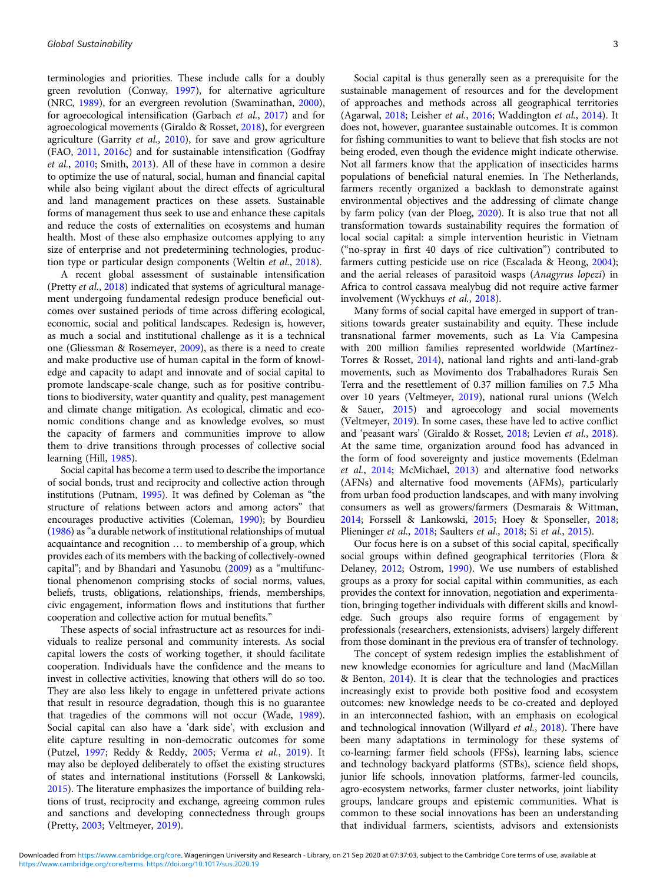terminologies and priorities. These include calls for a doubly green revolution (Conway, 1997), for alternative agriculture (NRC, 1989), for an evergreen revolution (Swaminathan, 2000), for agroecological intensification (Garbach *et al.*, 2017) and for agroecological movements (Giraldo & Rosset, 2018), for evergreen agriculture (Garrity *et al.*, 2010), for save and grow agriculture (FAO, 2011, 2016c) and for sustainable intensification (Godfray *et al.*, 2010; Smith, 2013). All of these have in common a desire to optimize the use of natural, social, human and financial capital while also being vigilant about the direct effects of agricultural and land management practices on these assets. Sustainable forms of management thus seek to use and enhance these capitals and reduce the costs of externalities on ecosystems and human health. Most of these also emphasize outcomes applying to any size of enterprise and not predetermining technologies, production type or particular design components (Weltin *et al.*, 2018).

A recent global assessment of sustainable intensification (Pretty *et al.*, 2018) indicated that systems of agricultural management undergoing fundamental redesign produce beneficial outcomes over sustained periods of time across differing ecological, economic, social and political landscapes. Redesign is, however, as much a social and institutional challenge as it is a technical one (Gliessman & Rosemeyer, 2009), as there is a need to create and make productive use of human capital in the form of knowledge and capacity to adapt and innovate and of social capital to promote landscape-scale change, such as for positive contributions to biodiversity, water quantity and quality, pest management and climate change mitigation. As ecological, climatic and economic conditions change and as knowledge evolves, so must the capacity of farmers and communities improve to allow them to drive transitions through processes of collective social learning (Hill, 1985).

Social capital has become a term used to describe the importance of social bonds, trust and reciprocity and collective action through institutions (Putnam, 1995). It was defined by Coleman as "the structure of relations between actors and among actors" that encourages productive activities (Coleman, 1990); by Bourdieu (1986) as "a durable network of institutional relationships of mutual acquaintance and recognition … to membership of a group, which provides each of its members with the backing of collectively-owned capital"; and by Bhandari and Yasunobu (2009) as a "multifunctional phenomenon comprising stocks of social norms, values, beliefs, trusts, obligations, relationships, friends, memberships, civic engagement, information flows and institutions that further cooperation and collective action for mutual benefits."

These aspects of social infrastructure act as resources for individuals to realize personal and community interests. As social capital lowers the costs of working together, it should facilitate cooperation. Individuals have the confidence and the means to invest in collective activities, knowing that others will do so too. They are also less likely to engage in unfettered private actions that result in resource degradation, though this is no guarantee that tragedies of the commons will not occur (Wade, 1989). Social capital can also have a 'dark side', with exclusion and elite capture resulting in non-democratic outcomes for some (Putzel, 1997; Reddy & Reddy, 2005; Verma *et al.*, 2019). It may also be deployed deliberately to offset the existing structures of states and international institutions (Forssell & Lankowski, 2015). The literature emphasizes the importance of building relations of trust, reciprocity and exchange, agreeing common rules and sanctions and developing connectedness through groups (Pretty, 2003; Veltmeyer, 2019).

Social capital is thus generally seen as a prerequisite for the sustainable management of resources and for the development of approaches and methods across all geographical territories (Agarwal, 2018; Leisher *et al.*, 2016; Waddington *et al.*, 2014). It does not, however, guarantee sustainable outcomes. It is common for fishing communities to want to believe that fish stocks are not being eroded, even though the evidence might indicate otherwise. Not all farmers know that the application of insecticides harms populations of beneficial natural enemies. In The Netherlands, farmers recently organized a backlash to demonstrate against environmental objectives and the addressing of climate change by farm policy (van der Ploeg, 2020). It is also true that not all transformation towards sustainability requires the formation of local social capital: a simple intervention heuristic in Vietnam ("no-spray in first 40 days of rice cultivation") contributed to farmers cutting pesticide use on rice (Escalada & Heong, 2004); and the aerial releases of parasitoid wasps (*Anagyrus lopezi*) in Africa to control cassava mealybug did not require active farmer involvement (Wyckhuys *et al.*, 2018).

Many forms of social capital have emerged in support of transitions towards greater sustainability and equity. These include transnational farmer movements, such as La Vía Campesina with 200 million families represented worldwide (Martínez-Torres & Rosset, 2014), national land rights and anti-land-grab movements, such as Movimento dos Trabalhadores Rurais Sen Terra and the resettlement of 0.37 million families on 7.5 Mha over 10 years (Veltmeyer, 2019), national rural unions (Welch & Sauer, 2015) and agroecology and social movements (Veltmeyer, 2019). In some cases, these have led to active conflict and 'peasant wars' (Giraldo & Rosset, 2018; Levien *et al.*, 2018). At the same time, organization around food has advanced in the form of food sovereignty and justice movements (Edelman *et al.*, 2014; McMichael, 2013) and alternative food networks (AFNs) and alternative food movements (AFMs), particularly from urban food production landscapes, and with many involving consumers as well as growers/farmers (Desmarais & Wittman, 2014; Forssell & Lankowski, 2015; Hoey & Sponseller, 2018; Plieninger *et al.*, 2018; Saulters *et al.*, 2018; Si *et al.*, 2015).

Our focus here is on a subset of this social capital, specifically social groups within defined geographical territories (Flora & Delaney, 2012; Ostrom, 1990). We use numbers of established groups as a proxy for social capital within communities, as each provides the context for innovation, negotiation and experimentation, bringing together individuals with different skills and knowledge. Such groups also require forms of engagement by professionals (researchers, extensionists, advisers) largely different from those dominant in the previous era of transfer of technology.

The concept of system redesign implies the establishment of new knowledge economies for agriculture and land (MacMillan & Benton, 2014). It is clear that the technologies and practices increasingly exist to provide both positive food and ecosystem outcomes: new knowledge needs to be co-created and deployed in an interconnected fashion, with an emphasis on ecological and technological innovation (Willyard *et al.*, 2018). There have been many adaptations in terminology for these systems of co-learning: farmer field schools (FFSs), learning labs, science and technology backyard platforms (STBs), science field shops, junior life schools, innovation platforms, farmer-led councils, agro-ecosystem networks, farmer cluster networks, joint liability groups, landcare groups and epistemic communities. What is common to these social innovations has been an understanding that individual farmers, scientists, advisors and extensionists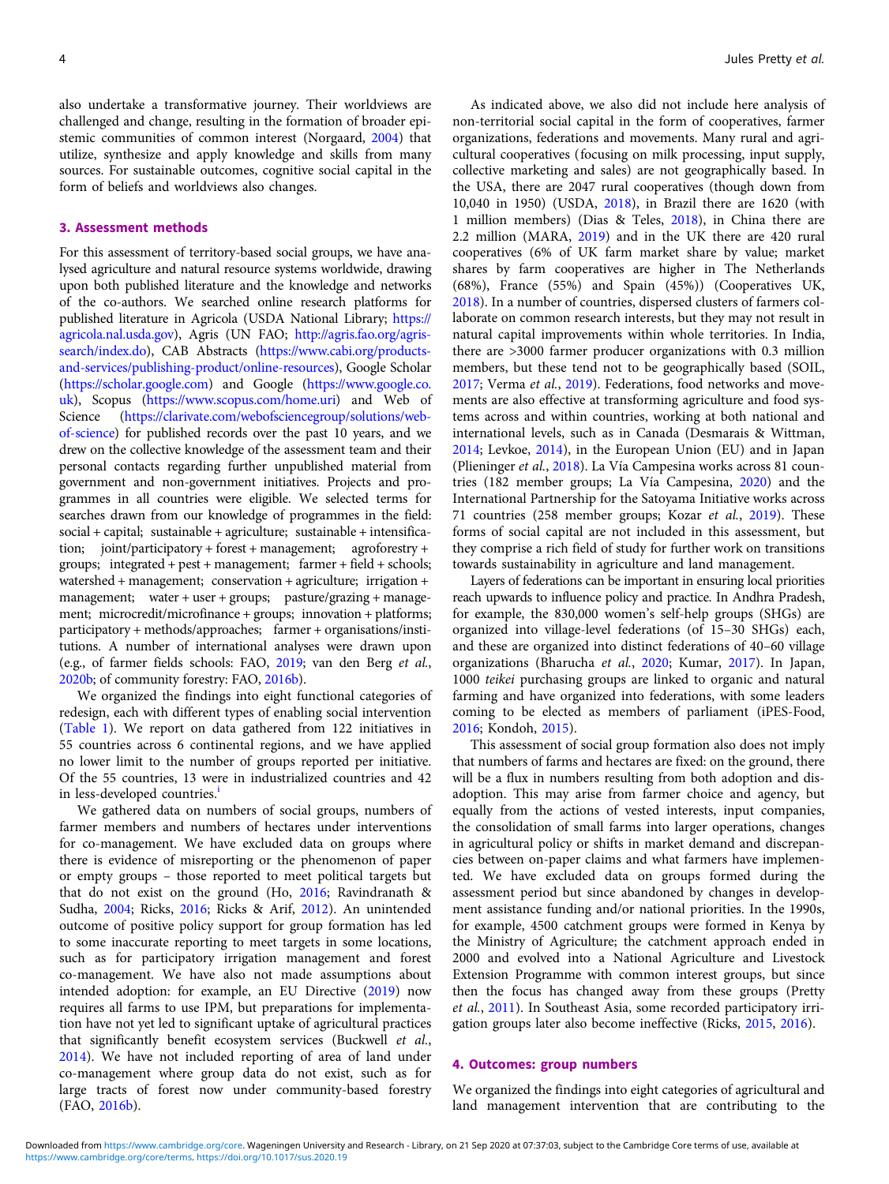also undertake a transformative journey. Their worldviews are challenged and change, resulting in the formation of broader epistemic communities of common interest (Norgaard, 2004) that utilize, synthesize and apply knowledge and skills from many sources. For sustainable outcomes, cognitive social capital in the form of beliefs and worldviews also changes.

## 3. Assessment methods

For this assessment of territory-based social groups, we have analysed agriculture and natural resource systems worldwide, drawing upon both published literature and the knowledge and networks of the co-authors. We searched online research platforms for published literature in Agricola (USDA National Library; https://agricola.nal.usda.gov), Agris (UN FAO; http://agris.fao.org/agris-search/index.do), CAB Abstracts (https://www.cabi.org/products-and-services/publishing-product/online-resources), Google Scholar (https://scholar.google.com) and Google (https://www.google.co.uk), Scopus (https://www.scopus.com/home.uri) and Web of Science (https://clarivate.com/webofsciencegroup/solutions/web-of-science) for published records over the past 10 years, and we drew on the collective knowledge of the assessment team and their personal contacts regarding further unpublished material from government and non-government initiatives. Projects and programmes in all countries were eligible. We selected terms for searches drawn from our knowledge of programmes in the field: social + capital; sustainable + agriculture; sustainable + intensification; joint/participatory + forest + management; agroforestry + groups; integrated + pest + management; farmer + field + schools; watershed + management; conservation + agriculture; irrigation + management; water + user + groups; pasture/grazing + management; microcredit/microfinance + groups; innovation + platforms; participatory + methods/approaches; farmer + organisations/institutions. A number of international analyses were drawn upon (e.g., of farmer fields schools: FAO, 2019; van den Berg *et al.*, 2020b; of community forestry: FAO, 2016b).

We organized the findings into eight functional categories of redesign, each with different types of enabling social intervention (Table 1). We report on data gathered from 122 initiatives in 55 countries across 6 continental regions, and we have applied no lower limit to the number of groups reported per initiative. Of the 55 countries, 13 were in industrialized countries and 42 in less-developed countries.[i]

We gathered data on numbers of social groups, numbers of farmer members and numbers of hectares under interventions for co-management. We have excluded data on groups where there is evidence of misreporting or the phenomenon of paper or empty groups – those reported to meet political targets but that do not exist on the ground (Ho, 2016; Ravindranath & Sudha, 2004; Ricks, 2016; Ricks & Arif, 2012). An unintended outcome of positive policy support for group formation has led to some inaccurate reporting to meet targets in some locations, such as for participatory irrigation management and forest co-management. We have also not made assumptions about intended adoption: for example, an EU Directive (2019) now requires all farms to use IPM, but preparations for implementation have not yet led to significant uptake of agricultural practices that significantly benefit ecosystem services (Buckwell *et al.*, 2014). We have not included reporting of area of land under co-management where group data do not exist, such as for large tracts of forest now under community-based forestry (FAO, 2016b).

As indicated above, we also did not include here analysis of non-territorial social capital in the form of cooperatives, farmer organizations, federations and movements. Many rural and agricultural cooperatives (focusing on milk processing, input supply, collective marketing and sales) are not geographically based. In the USA, there are 2047 rural cooperatives (though down from 10,040 in 1950) (USDA, 2018), in Brazil there are 1620 (with 1 million members) (Dias & Teles, 2018), in China there are 2.2 million (MARA, 2019) and in the UK there are 420 rural cooperatives (6% of UK farm market share by value; market shares by farm cooperatives are higher in The Netherlands (68%), France (55%) and Spain (45%)) (Cooperatives UK, 2018). In a number of countries, dispersed clusters of farmers collaborate on common research interests, but they may not result in natural capital improvements within whole territories. In India, there are >3000 farmer producer organizations with 0.3 million members, but these tend not to be geographically based (SOIL, 2017; Verma *et al.*, 2019). Federations, food networks and movements are also effective at transforming agriculture and food systems across and within countries, working at both national and international levels, such as in Canada (Desmarais & Wittman, 2014; Levkoe, 2014), in the European Union (EU) and in Japan (Plieninger *et al.*, 2018). La Vía Campesina works across 81 countries (182 member groups; La Vía Campesina, 2020) and the International Partnership for the Satoyama Initiative works across 71 countries (258 member groups; Kozar *et al.*, 2019). These forms of social capital are not included in this assessment, but they comprise a rich field of study for further work on transitions towards sustainability in agriculture and land management.

Layers of federations can be important in ensuring local priorities reach upwards to influence policy and practice. In Andhra Pradesh, for example, the 830,000 women's self-help groups (SHGs) are organized into village-level federations (of 15–30 SHGs) each, and these are organized into distinct federations of 40–60 village organizations (Bharucha *et al.*, 2020; Kumar, 2017). In Japan, 1000 *teikei* purchasing groups are linked to organic and natural farming and have organized into federations, with some leaders coming to be elected as members of parliament (iPES-Food, 2016; Kondoh, 2015).

This assessment of social group formation also does not imply that numbers of farms and hectares are fixed: on the ground, there will be a flux in numbers resulting from both adoption and dis-adoption. This may arise from farmer choice and agency, but equally from the actions of vested interests, input companies, the consolidation of small farms into larger operations, changes in agricultural policy or shifts in market demand and discrepancies between on-paper claims and what farmers have implemented. We have excluded data on groups formed during the assessment period but since abandoned by changes in development assistance funding and/or national priorities. In the 1990s, for example, 4500 catchment groups were formed in Kenya by the Ministry of Agriculture; the catchment approach ended in 2000 and evolved into a National Agriculture and Livestock Extension Programme with common interest groups, but since then the focus has changed away from these groups (Pretty *et al.*, 2011). In Southeast Asia, some recorded participatory irrigation groups later also become ineffective (Ricks, 2015, 2016).

## 4. Outcomes: group numbers

We organized the findings into eight categories of agricultural and land management intervention that are contributing to the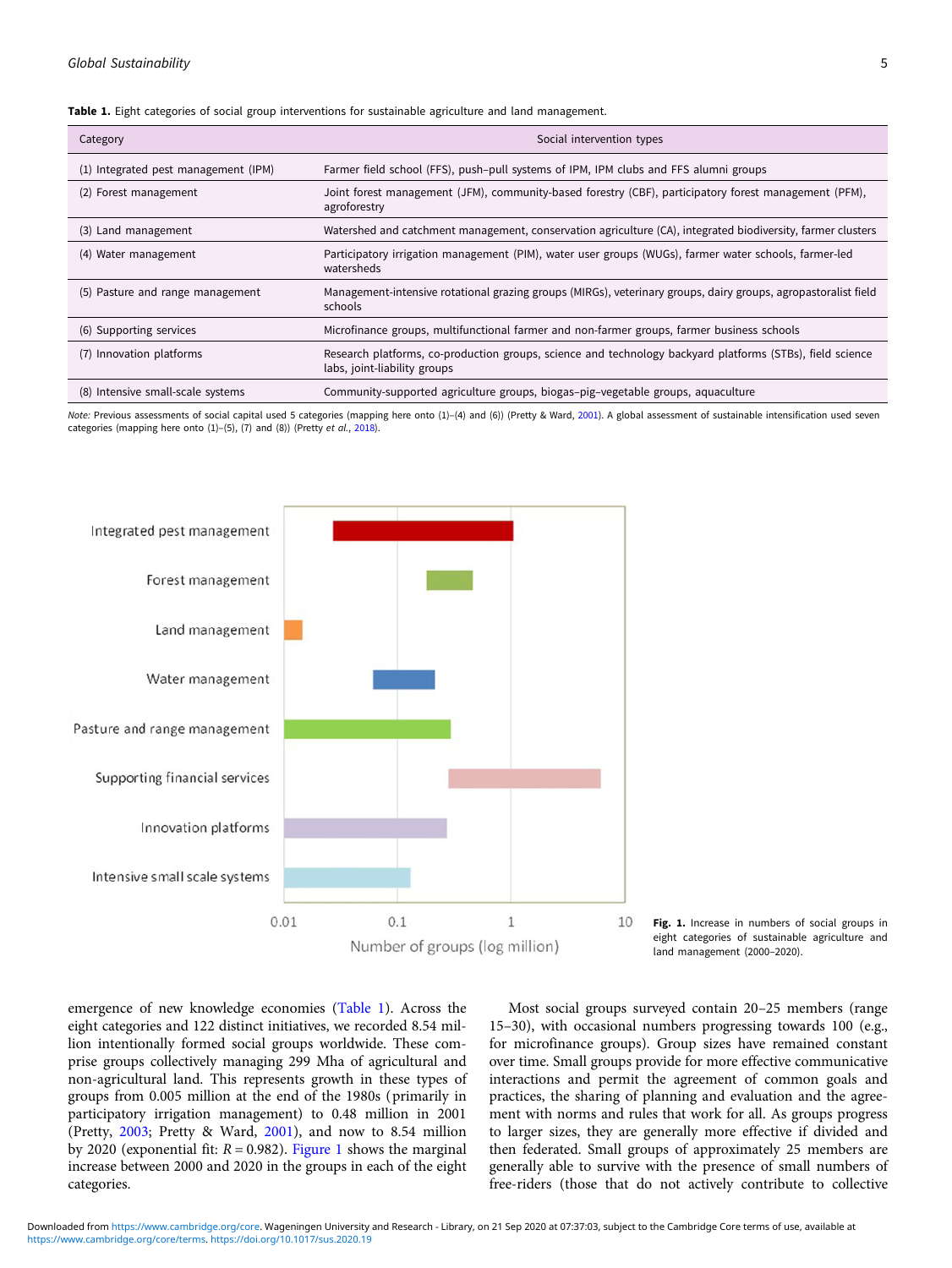**Table 1.** Eight categories of social group interventions for sustainable agriculture and land management.

| Category | Social intervention types |
|---|---|
| (1) Integrated pest management (IPM) | Farmer field school (FFS), push–pull systems of IPM, IPM clubs and FFS alumni groups |
| (2) Forest management | Joint forest management (JFM), community-based forestry (CBF), participatory forest management (PFM), agroforestry |
| (3) Land management | Watershed and catchment management, conservation agriculture (CA), integrated biodiversity, farmer clusters |
| (4) Water management | Participatory irrigation management (PIM), water user groups (WUGs), farmer water schools, farmer-led watersheds |
| (5) Pasture and range management | Management-intensive rotational grazing groups (MIRGs), veterinary groups, dairy groups, agropastoralist field schools |
| (6) Supporting services | Microfinance groups, multifunctional farmer and non-farmer groups, farmer business schools |
| (7) Innovation platforms | Research platforms, co-production groups, science and technology backyard platforms (STBs), field science labs, joint-liability groups |
| (8) Intensive small-scale systems | Community-supported agriculture groups, biogas–pig–vegetable groups, aquaculture |

*Note:* Previous assessments of social capital used 5 categories (mapping here onto (1)–(4) and (6)) (Pretty & Ward, 2001). A global assessment of sustainable intensification used seven categories (mapping here onto (1)–(5), (7) and (8)) (Pretty *et al.*, 2018).

**Fig. 1.** Increase in numbers of social groups in eight categories of sustainable agriculture and land management (2000–2020).

emergence of new knowledge economies (Table 1). Across the eight categories and 122 distinct initiatives, we recorded 8.54 million intentionally formed social groups worldwide. These comprise groups collectively managing 299 Mha of agricultural and non-agricultural land. This represents growth in these types of groups from 0.005 million at the end of the 1980s (primarily in participatory irrigation management) to 0.48 million in 2001 (Pretty, 2003; Pretty & Ward, 2001), and now to 8.54 million by 2020 (exponential fit: $R = 0.982$). Figure 1 shows the marginal increase between 2000 and 2020 in the groups in each of the eight categories.

Most social groups surveyed contain 20–25 members (range 15–30), with occasional numbers progressing towards 100 (e.g., for microfinance groups). Group sizes have remained constant over time. Small groups provide for more effective communicative interactions and permit the agreement of common goals and practices, the sharing of planning and evaluation and the agreement with norms and rules that work for all. As groups progress to larger sizes, they are generally more effective if divided and then federated. Small groups of approximately 25 members are generally able to survive with the presence of small numbers of free-riders (those that do not actively contribute to collective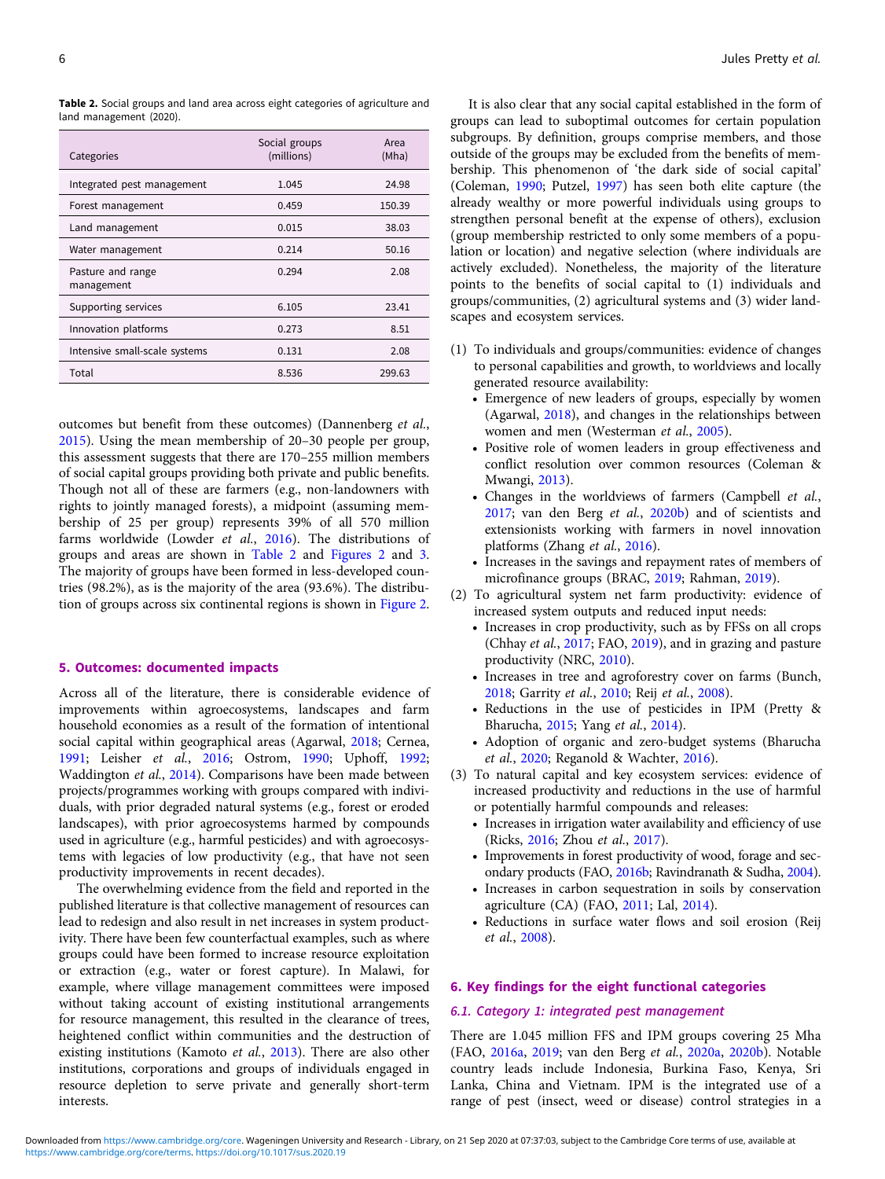**Table 2.** Social groups and land area across eight categories of agriculture and land management (2020).

| Categories | Social groups (millions) | Area (Mha) |
|---|---|---|
| Integrated pest management | 1.045 | 24.98 |
| Forest management | 0.459 | 150.39 |
| Land management | 0.015 | 38.03 |
| Water management | 0.214 | 50.16 |
| Pasture and range management | 0.294 | 2.08 |
| Supporting services | 6.105 | 23.41 |
| Innovation platforms | 0.273 | 8.51 |
| Intensive small-scale systems | 0.131 | 2.08 |
| Total | 8.536 | 299.63 |

outcomes but benefit from these outcomes) (Dannenberg *et al.*, 2015). Using the mean membership of 20–30 people per group, this assessment suggests that there are 170–255 million members of social capital groups providing both private and public benefits. Though not all of these are farmers (e.g., non-landowners with rights to jointly managed forests), a midpoint (assuming membership of 25 per group) represents 39% of all 570 million farms worldwide (Lowder *et al.*, 2016). The distributions of groups and areas are shown in Table 2 and Figures 2 and 3. The majority of groups have been formed in less-developed countries (98.2%), as is the majority of the area (93.6%). The distribution of groups across six continental regions is shown in Figure 2.

## 5. Outcomes: documented impacts

Across all of the literature, there is considerable evidence of improvements within agroecosystems, landscapes and farm household economies as a result of the formation of intentional social capital within geographical areas (Agarwal, 2018; Cernea, 1991; Leisher *et al.*, 2016; Ostrom, 1990; Uphoff, 1992; Waddington *et al.*, 2014). Comparisons have been made between projects/programmes working with groups compared with individuals, with prior degraded natural systems (e.g., forest or eroded landscapes), with prior agroecosystems harmed by compounds used in agriculture (e.g., harmful pesticides) and with agroecosystems with legacies of low productivity (e.g., that have not seen productivity improvements in recent decades).

The overwhelming evidence from the field and reported in the published literature is that collective management of resources can lead to redesign and also result in net increases in system productivity. There have been few counterfactual examples, such as where groups could have been formed to increase resource exploitation or extraction (e.g., water or forest capture). In Malawi, for example, where village management committees were imposed without taking account of existing institutional arrangements for resource management, this resulted in the clearance of trees, heightened conflict within communities and the destruction of existing institutions (Kamoto *et al.*, 2013). There are also other institutions, corporations and groups of individuals engaged in resource depletion to serve private and generally short-term interests.

It is also clear that any social capital established in the form of groups can lead to suboptimal outcomes for certain population subgroups. By definition, groups comprise members, and those outside of the groups may be excluded from the benefits of membership. This phenomenon of 'the dark side of social capital' (Coleman, 1990; Putzel, 1997) has seen both elite capture (the already wealthy or more powerful individuals using groups to strengthen personal benefit at the expense of others), exclusion (group membership restricted to only some members of a population or location) and negative selection (where individuals are actively excluded). Nonetheless, the majority of the literature points to the benefits of social capital to (1) individuals and groups/communities, (2) agricultural systems and (3) wider landscapes and ecosystem services.

1. To individuals and groups/communities: evidence of changes to personal capabilities and growth, to worldviews and locally generated resource availability:
   - Emergence of new leaders of groups, especially by women (Agarwal, 2018), and changes in the relationships between women and men (Westerman *et al.*, 2005).
   - Positive role of women leaders in group effectiveness and conflict resolution over common resources (Coleman & Mwangi, 2013).
   - Changes in the worldviews of farmers (Campbell *et al.*, 2017; van den Berg *et al.*, 2020b) and of scientists and extensionists working with farmers in novel innovation platforms (Zhang *et al.*, 2016).
   - Increases in the savings and repayment rates of members of microfinance groups (BRAC, 2019; Rahman, 2019).
2. To agricultural system net farm productivity: evidence of increased system outputs and reduced input needs:
   - Increases in crop productivity, such as by FFSs on all crops (Chhay *et al.*, 2017; FAO, 2019), and in grazing and pasture productivity (NRC, 2010).
   - Increases in tree and agroforestry cover on farms (Bunch, 2018; Garrity *et al.*, 2010; Reij *et al.*, 2008).
   - Reductions in the use of pesticides in IPM (Pretty & Bharucha, 2015; Yang *et al.*, 2014).
   - Adoption of organic and zero-budget systems (Bharucha *et al.*, 2020; Reganold & Wachter, 2016).
3. To natural capital and key ecosystem services: evidence of increased productivity and reductions in the use of harmful or potentially harmful compounds and releases:
   - Increases in irrigation water availability and efficiency of use (Ricks, 2016; Zhou *et al.*, 2017).
   - Improvements in forest productivity of wood, forage and secondary products (FAO, 2016b; Ravindranath & Sudha, 2004).
   - Increases in carbon sequestration in soils by conservation agriculture (CA) (FAO, 2011; Lal, 2014).
   - Reductions in surface water flows and soil erosion (Reij *et al.*, 2008).

## 6. Key findings for the eight functional categories

### 6.1. Category 1: integrated pest management

There are 1.045 million FFS and IPM groups covering 25 Mha (FAO, 2016a, 2019; van den Berg *et al.*, 2020a, 2020b). Notable country leads include Indonesia, Burkina Faso, Kenya, Sri Lanka, China and Vietnam. IPM is the integrated use of a range of pest (insect, weed or disease) control strategies in a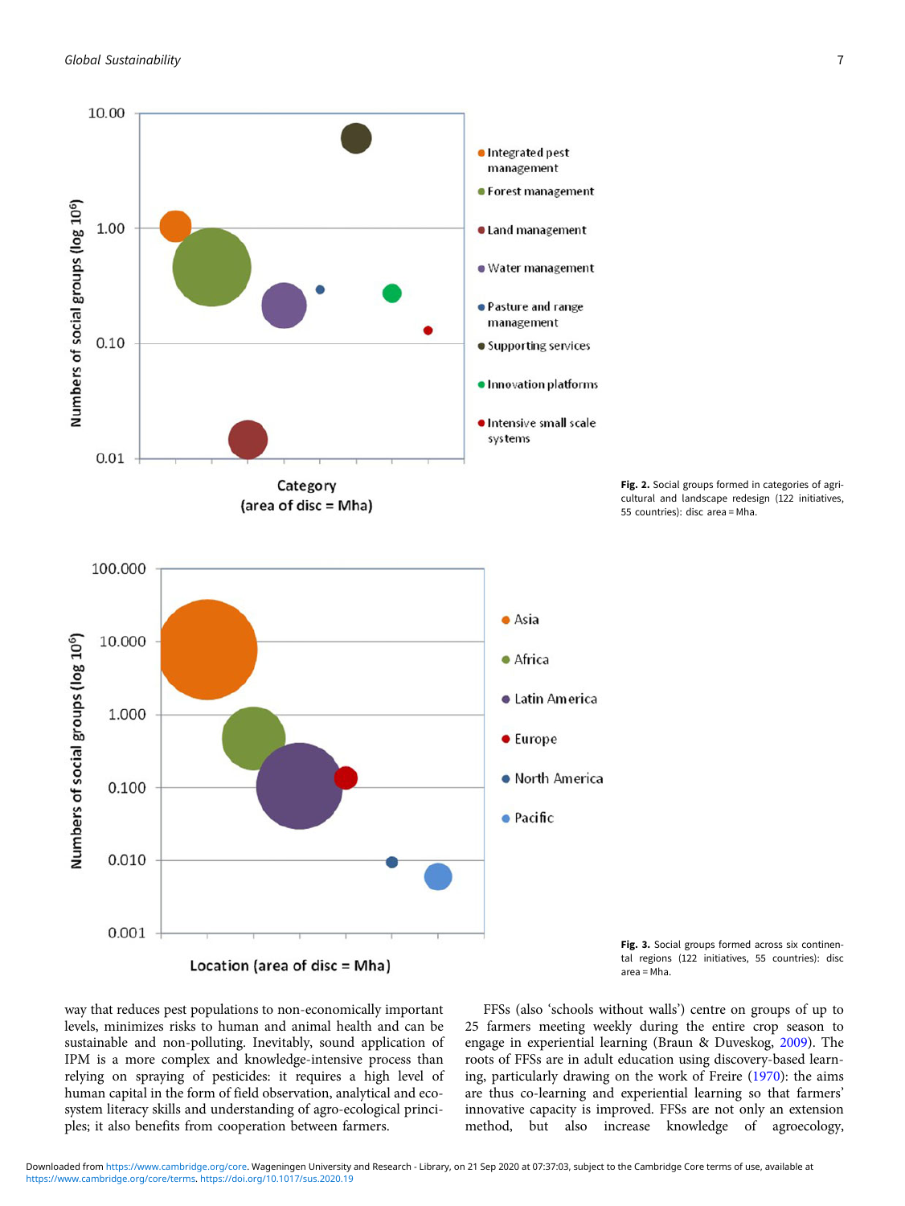Fig. 2. Social groups formed in categories of agricultural and landscape redesign (122 initiatives, 55 countries): disc area = Mha.

Fig. 3. Social groups formed across six continental regions (122 initiatives, 55 countries): disc area = Mha.

way that reduces pest populations to non-economically important levels, minimizes risks to human and animal health and can be sustainable and non-polluting. Inevitably, sound application of IPM is a more complex and knowledge-intensive process than relying on spraying of pesticides: it requires a high level of human capital in the form of field observation, analytical and ecosystem literacy skills and understanding of agro-ecological principles; it also benefits from cooperation between farmers.

FFSs (also 'schools without walls') centre on groups of up to 25 farmers meeting weekly during the entire crop season to engage in experiential learning (Braun & Duveskog, 2009). The roots of FFSs are in adult education using discovery-based learning, particularly drawing on the work of Freire (1970): the aims are thus co-learning and experiential learning so that farmers' innovative capacity is improved. FFSs are not only an extension method, but also increase knowledge of agroecology,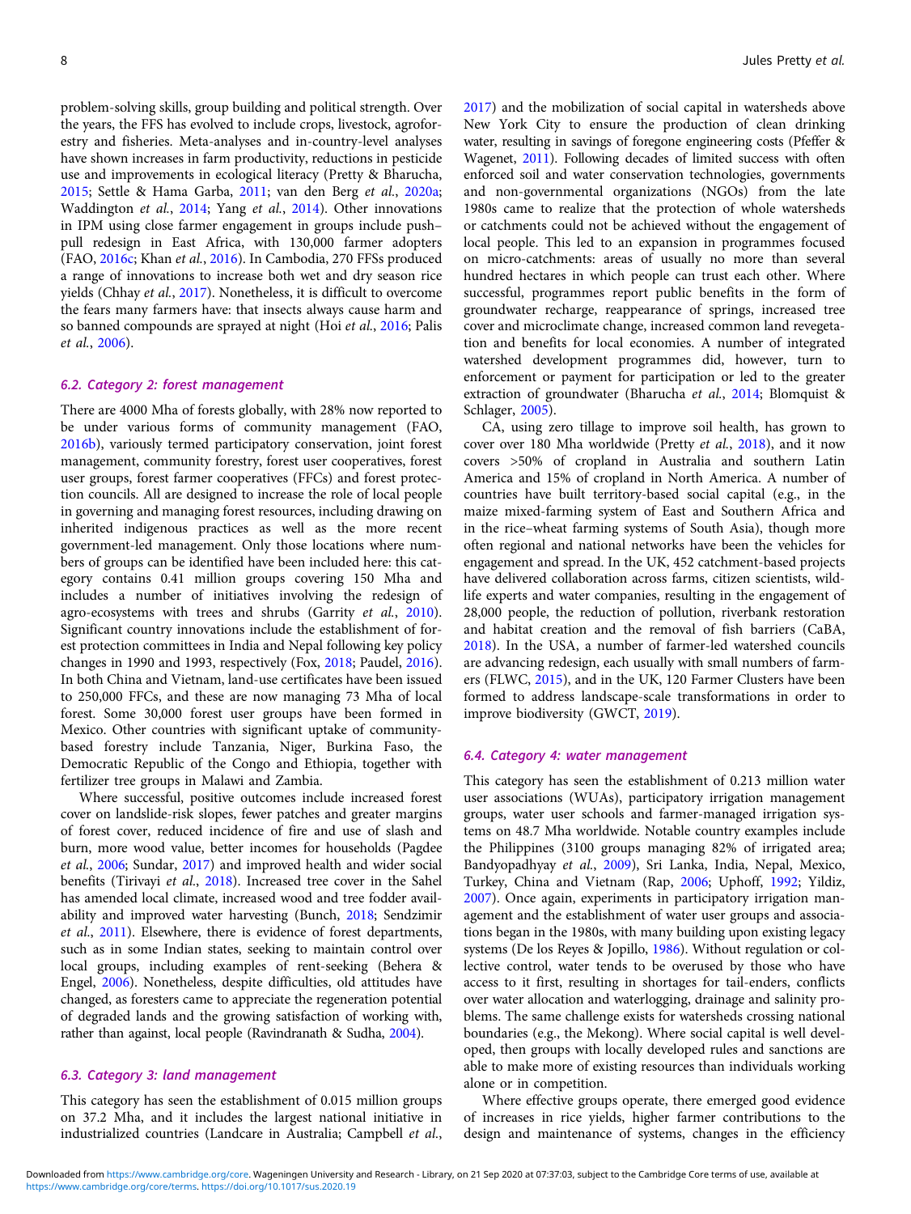problem-solving skills, group building and political strength. Over the years, the FFS has evolved to include crops, livestock, agroforestry and fisheries. Meta-analyses and in-country-level analyses have shown increases in farm productivity, reductions in pesticide use and improvements in ecological literacy (Pretty & Bharucha, 2015; Settle & Hama Garba, 2011; van den Berg *et al.*, 2020a; Waddington *et al.*, 2014; Yang *et al.*, 2014). Other innovations in IPM using close farmer engagement in groups include push–pull redesign in East Africa, with 130,000 farmer adopters (FAO, 2016c; Khan *et al.*, 2016). In Cambodia, 270 FFSs produced a range of innovations to increase both wet and dry season rice yields (Chhay *et al.*, 2017). Nonetheless, it is difficult to overcome the fears many farmers have: that insects always cause harm and so banned compounds are sprayed at night (Hoi *et al.*, 2016; Palis *et al.*, 2006).

### 6.2. Category 2: forest management

There are 4000 Mha of forests globally, with 28% now reported to be under various forms of community management (FAO, 2016b), variously termed participatory conservation, joint forest management, community forestry, forest user cooperatives, forest user groups, forest farmer cooperatives (FFCs) and forest protection councils. All are designed to increase the role of local people in governing and managing forest resources, including drawing on inherited indigenous practices as well as the more recent government-led management. Only those locations where numbers of groups can be identified have been included here: this category contains 0.41 million groups covering 150 Mha and includes a number of initiatives involving the redesign of agro-ecosystems with trees and shrubs (Garrity *et al.*, 2010). Significant country innovations include the establishment of forest protection committees in India and Nepal following key policy changes in 1990 and 1993, respectively (Fox, 2018; Paudel, 2016). In both China and Vietnam, land-use certificates have been issued to 250,000 FFCs, and these are now managing 73 Mha of local forest. Some 30,000 forest user groups have been formed in Mexico. Other countries with significant uptake of community-based forestry include Tanzania, Niger, Burkina Faso, the Democratic Republic of the Congo and Ethiopia, together with fertilizer tree groups in Malawi and Zambia.

Where successful, positive outcomes include increased forest cover on landslide-risk slopes, fewer patches and greater margins of forest cover, reduced incidence of fire and use of slash and burn, more wood value, better incomes for households (Pagdee *et al.*, 2006; Sundar, 2017) and improved health and wider social benefits (Tirivayi *et al.*, 2018). Increased tree cover in the Sahel has amended local climate, increased wood and tree fodder availability and improved water harvesting (Bunch, 2018; Sendzimir *et al.*, 2011). Elsewhere, there is evidence of forest departments, such as in some Indian states, seeking to maintain control over local groups, including examples of rent-seeking (Behera & Engel, 2006). Nonetheless, despite difficulties, old attitudes have changed, as foresters came to appreciate the regeneration potential of degraded lands and the growing satisfaction of working with, rather than against, local people (Ravindranath & Sudha, 2004).

### 6.3. Category 3: land management

This category has seen the establishment of 0.015 million groups on 37.2 Mha, and it includes the largest national initiative in industrialized countries (Landcare in Australia; Campbell *et al.*, 2017) and the mobilization of social capital in watersheds above New York City to ensure the production of clean drinking water, resulting in savings of foregone engineering costs (Pfeffer & Wagenet, 2011). Following decades of limited success with often enforced soil and water conservation technologies, governments and non-governmental organizations (NGOs) from the late 1980s came to realize that the protection of whole watersheds or catchments could not be achieved without the engagement of local people. This led to an expansion in programmes focused on micro-catchments: areas of usually no more than several hundred hectares in which people can trust each other. Where successful, programmes report public benefits in the form of groundwater recharge, reappearance of springs, increased tree cover and microclimate change, increased common land revegetation and benefits for local economies. A number of integrated watershed development programmes did, however, turn to enforcement or payment for participation or led to the greater extraction of groundwater (Bharucha *et al.*, 2014; Blomquist & Schlager, 2005).

CA, using zero tillage to improve soil health, has grown to cover over 180 Mha worldwide (Pretty *et al.*, 2018), and it now covers >50% of cropland in Australia and southern Latin America and 15% of cropland in North America. A number of countries have built territory-based social capital (e.g., in the maize mixed-farming system of East and Southern Africa and in the rice–wheat farming systems of South Asia), though more often regional and national networks have been the vehicles for engagement and spread. In the UK, 452 catchment-based projects have delivered collaboration across farms, citizen scientists, wildlife experts and water companies, resulting in the engagement of 28,000 people, the reduction of pollution, riverbank restoration and habitat creation and the removal of fish barriers (CaBA, 2018). In the USA, a number of farmer-led watershed councils are advancing redesign, each usually with small numbers of farmers (FLWC, 2015), and in the UK, 120 Farmer Clusters have been formed to address landscape-scale transformations in order to improve biodiversity (GWCT, 2019).

### 6.4. Category 4: water management

This category has seen the establishment of 0.213 million water user associations (WUAs), participatory irrigation management groups, water user schools and farmer-managed irrigation systems on 48.7 Mha worldwide. Notable country examples include the Philippines (3100 groups managing 82% of irrigated area; Bandyopadhyay *et al.*, 2009), Sri Lanka, India, Nepal, Mexico, Turkey, China and Vietnam (Rap, 2006; Uphoff, 1992; Yildiz, 2007). Once again, experiments in participatory irrigation management and the establishment of water user groups and associations began in the 1980s, with many building upon existing legacy systems (De los Reyes & Jopillo, 1986). Without regulation or collective control, water tends to be overused by those who have access to it first, resulting in shortages for tail-enders, conflicts over water allocation and waterlogging, drainage and salinity problems. The same challenge exists for watersheds crossing national boundaries (e.g., the Mekong). Where social capital is well developed, then groups with locally developed rules and sanctions are able to make more of existing resources than individuals working alone or in competition.

Where effective groups operate, there emerged good evidence of increases in rice yields, higher farmer contributions to the design and maintenance of systems, changes in the efficiency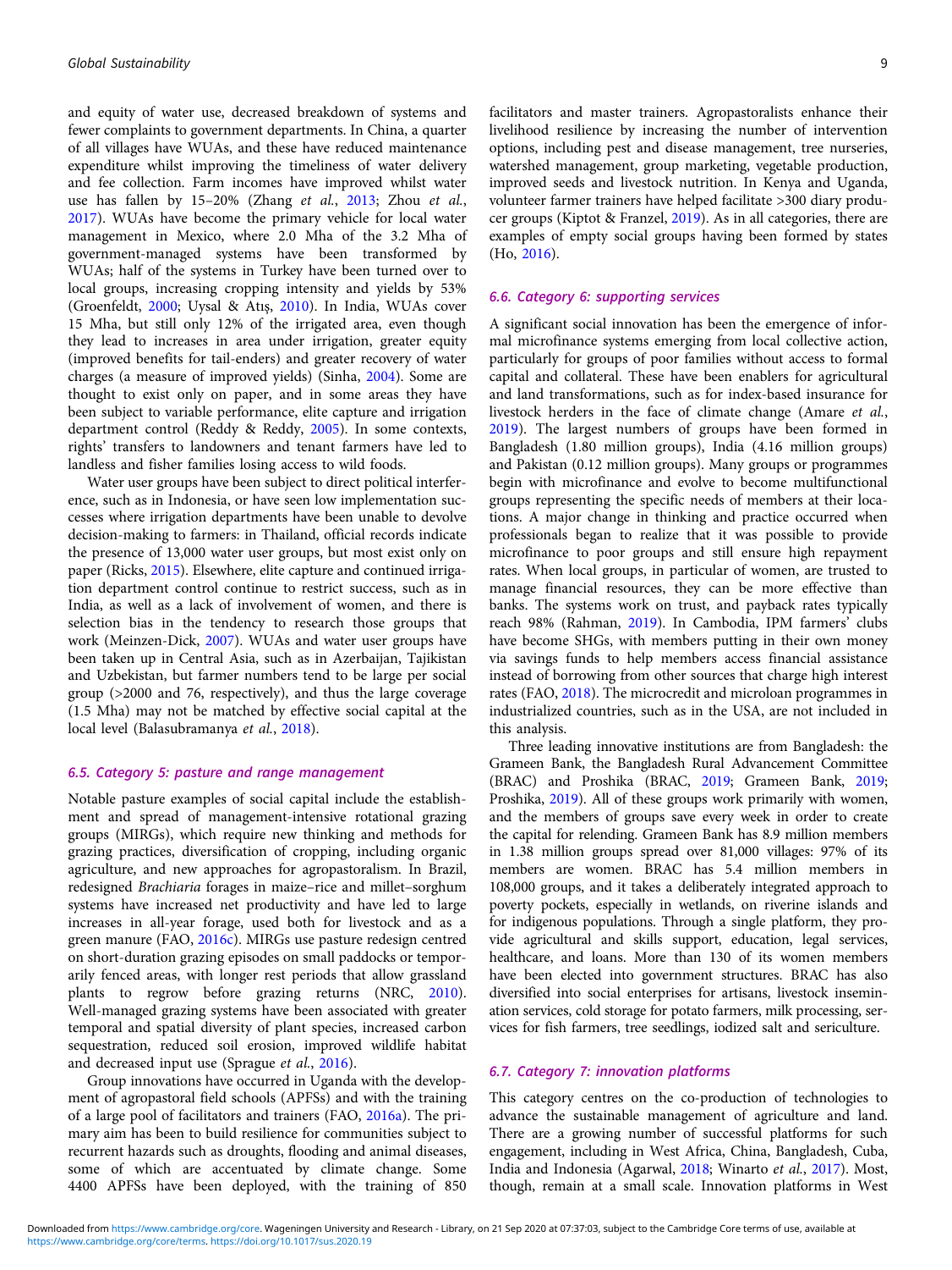and equity of water use, decreased breakdown of systems and fewer complaints to government departments. In China, a quarter of all villages have WUAs, and these have reduced maintenance expenditure whilst improving the timeliness of water delivery and fee collection. Farm incomes have improved whilst water use has fallen by 15–20% (Zhang *et al.*, 2013; Zhou *et al.*, 2017). WUAs have become the primary vehicle for local water management in Mexico, where 2.0 Mha of the 3.2 Mha of government-managed systems have been transformed by WUAs; half of the systems in Turkey have been turned over to local groups, increasing cropping intensity and yields by 53% (Groenfeldt, 2000; Uysal & Atış, 2010). In India, WUAs cover 15 Mha, but still only 12% of the irrigated area, even though they lead to increases in area under irrigation, greater equity (improved benefits for tail-enders) and greater recovery of water charges (a measure of improved yields) (Sinha, 2004). Some are thought to exist only on paper, and in some areas they have been subject to variable performance, elite capture and irrigation department control (Reddy & Reddy, 2005). In some contexts, rights' transfers to landowners and tenant farmers have led to landless and fisher families losing access to wild foods.

Water user groups have been subject to direct political interference, such as in Indonesia, or have seen low implementation successes where irrigation departments have been unable to devolve decision-making to farmers: in Thailand, official records indicate the presence of 13,000 water user groups, but most exist only on paper (Ricks, 2015). Elsewhere, elite capture and continued irrigation department control continue to restrict success, such as in India, as well as a lack of involvement of women, and there is selection bias in the tendency to research those groups that work (Meinzen-Dick, 2007). WUAs and water user groups have been taken up in Central Asia, such as in Azerbaijan, Tajikistan and Uzbekistan, but farmer numbers tend to be large per social group (>2000 and 76, respectively), and thus the large coverage (1.5 Mha) may not be matched by effective social capital at the local level (Balasubramanya *et al.*, 2018).

### 6.5. Category 5: pasture and range management

Notable pasture examples of social capital include the establishment and spread of management-intensive rotational grazing groups (MIRGs), which require new thinking and methods for grazing practices, diversification of cropping, including organic agriculture, and new approaches for agropastoralism. In Brazil, redesigned *Brachiaria* forages in maize–rice and millet–sorghum systems have increased net productivity and have led to large increases in all-year forage, used both for livestock and as a green manure (FAO, 2016c). MIRGs use pasture redesign centred on short-duration grazing episodes on small paddocks or temporarily fenced areas, with longer rest periods that allow grassland plants to regrow before grazing returns (NRC, 2010). Well-managed grazing systems have been associated with greater temporal and spatial diversity of plant species, increased carbon sequestration, reduced soil erosion, improved wildlife habitat and decreased input use (Sprague *et al.*, 2016).

Group innovations have occurred in Uganda with the development of agropastoral field schools (APFSs) and with the training of a large pool of facilitators and trainers (FAO, 2016a). The primary aim has been to build resilience for communities subject to recurrent hazards such as droughts, flooding and animal diseases, some of which are accentuated by climate change. Some 4400 APFSs have been deployed, with the training of 850 facilitators and master trainers. Agropastoralists enhance their livelihood resilience by increasing the number of intervention options, including pest and disease management, tree nurseries, watershed management, group marketing, vegetable production, improved seeds and livestock nutrition. In Kenya and Uganda, volunteer farmer trainers have helped facilitate >300 diary producer groups (Kiptot & Franzel, 2019). As in all categories, there are examples of empty social groups having been formed by states (Ho, 2016).

### 6.6. Category 6: supporting services

A significant social innovation has been the emergence of informal microfinance systems emerging from local collective action, particularly for groups of poor families without access to formal capital and collateral. These have been enablers for agricultural and land transformations, such as for index-based insurance for livestock herders in the face of climate change (Amare *et al.*, 2019). The largest numbers of groups have been formed in Bangladesh (1.80 million groups), India (4.16 million groups) and Pakistan (0.12 million groups). Many groups or programmes begin with microfinance and evolve to become multifunctional groups representing the specific needs of members at their locations. A major change in thinking and practice occurred when professionals began to realize that it was possible to provide microfinance to poor groups and still ensure high repayment rates. When local groups, in particular of women, are trusted to manage financial resources, they can be more effective than banks. The systems work on trust, and payback rates typically reach 98% (Rahman, 2019). In Cambodia, IPM farmers' clubs have become SHGs, with members putting in their own money via savings funds to help members access financial assistance instead of borrowing from other sources that charge high interest rates (FAO, 2018). The microcredit and microloan programmes in industrialized countries, such as in the USA, are not included in this analysis.

Three leading innovative institutions are from Bangladesh: the Grameen Bank, the Bangladesh Rural Advancement Committee (BRAC) and Proshika (BRAC, 2019; Grameen Bank, 2019; Proshika, 2019). All of these groups work primarily with women, and the members of groups save every week in order to create the capital for relending. Grameen Bank has 8.9 million members in 1.38 million groups spread over 81,000 villages: 97% of its members are women. BRAC has 5.4 million members in 108,000 groups, and it takes a deliberately integrated approach to poverty pockets, especially in wetlands, on riverine islands and for indigenous populations. Through a single platform, they provide agricultural and skills support, education, legal services, healthcare, and loans. More than 130 of its women members have been elected into government structures. BRAC has also diversified into social enterprises for artisans, livestock insemination services, cold storage for potato farmers, milk processing, services for fish farmers, tree seedlings, iodized salt and sericulture.

### 6.7. Category 7: innovation platforms

This category centres on the co-production of technologies to advance the sustainable management of agriculture and land. There are a growing number of successful platforms for such engagement, including in West Africa, China, Bangladesh, Cuba, India and Indonesia (Agarwal, 2018; Winarto *et al.*, 2017). Most, though, remain at a small scale. Innovation platforms in West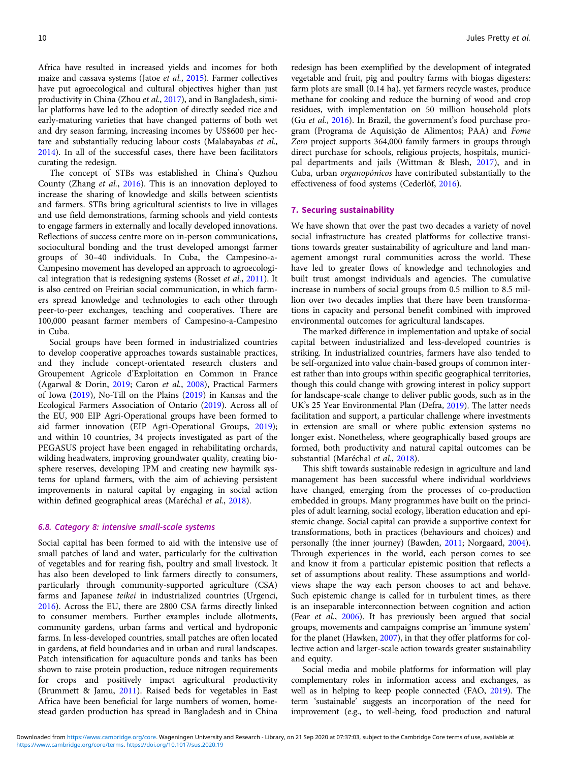Africa have resulted in increased yields and incomes for both maize and cassava systems (Jatoe *et al.*, 2015). Farmer collectives have put agroecological and cultural objectives higher than just productivity in China (Zhou *et al.*, 2017), and in Bangladesh, similar platforms have led to the adoption of directly seeded rice and early-maturing varieties that have changed patterns of both wet and dry season farming, increasing incomes by US$600 per hectare and substantially reducing labour costs (Malabayabas *et al.*, 2014). In all of the successful cases, there have been facilitators curating the redesign.

The concept of STBs was established in China's Quzhou County (Zhang *et al.*, 2016). This is an innovation deployed to increase the sharing of knowledge and skills between scientists and farmers. STBs bring agricultural scientists to live in villages and use field demonstrations, farming schools and yield contests to engage farmers in externally and locally developed innovations. Reflections of success centre more on in-person communications, sociocultural bonding and the trust developed amongst farmer groups of 30–40 individuals. In Cuba, the Campesino-a-Campesino movement has developed an approach to agroecological integration that is redesigning systems (Rosset *et al.*, 2011). It is also centred on Freirian social communication, in which farmers spread knowledge and technologies to each other through peer-to-peer exchanges, teaching and cooperatives. There are 100,000 peasant farmer members of Campesino-a-Campesino in Cuba.

Social groups have been formed in industrialized countries to develop cooperative approaches towards sustainable practices, and they include concept-orientated research clusters and Groupement Agricole d'Exploitation en Common in France (Agarwal & Dorin, 2019; Caron *et al.*, 2008), Practical Farmers of Iowa (2019), No-Till on the Plains (2019) in Kansas and the Ecological Farmers Association of Ontario (2019). Across all of the EU, 900 EIP Agri-Operational groups have been formed to aid farmer innovation (EIP Agri-Operational Groups, 2019); and within 10 countries, 34 projects investigated as part of the PEGASUS project have been engaged in rehabilitating orchards, wilding headwaters, improving groundwater quality, creating biosphere reserves, developing IPM and creating new haymilk systems for upland farmers, with the aim of achieving persistent improvements in natural capital by engaging in social action within defined geographical areas (Maréchal *et al.*, 2018).

### 6.8. Category 8: intensive small-scale systems

Social capital has been formed to aid with the intensive use of small patches of land and water, particularly for the cultivation of vegetables and for rearing fish, poultry and small livestock. It has also been developed to link farmers directly to consumers, particularly through community-supported agriculture (CSA) farms and Japanese *teikei* in industrialized countries (Urgenci, 2016). Across the EU, there are 2800 CSA farms directly linked to consumer members. Further examples include allotments, community gardens, urban farms and vertical and hydroponic farms. In less-developed countries, small patches are often located in gardens, at field boundaries and in urban and rural landscapes. Patch intensification for aquaculture ponds and tanks has been shown to raise protein production, reduce nitrogen requirements for crops and positively impact agricultural productivity (Brummett & Jamu, 2011). Raised beds for vegetables in East Africa have been beneficial for large numbers of women, homestead garden production has spread in Bangladesh and in China redesign has been exemplified by the development of integrated vegetable and fruit, pig and poultry farms with biogas digesters: farm plots are small (0.14 ha), yet farmers recycle wastes, produce methane for cooking and reduce the burning of wood and crop residues, with implementation on 50 million household plots (Gu *et al.*, 2016). In Brazil, the government's food purchase program (Programa de Aquisição de Alimentos; PAA) and *Fome Zero* project supports 364,000 family farmers in groups through direct purchase for schools, religious projects, hospitals, municipal departments and jails (Wittman & Blesh, 2017), and in Cuba, urban *organopónicos* have contributed substantially to the effectiveness of food systems (Cederlöf, 2016).

## 7. Securing sustainability

We have shown that over the past two decades a variety of novel social infrastructure has created platforms for collective transitions towards greater sustainability of agriculture and land management amongst rural communities across the world. These have led to greater flows of knowledge and technologies and built trust amongst individuals and agencies. The cumulative increase in numbers of social groups from 0.5 million to 8.5 million over two decades implies that there have been transformations in capacity and personal benefit combined with improved environmental outcomes for agricultural landscapes.

The marked difference in implementation and uptake of social capital between industrialized and less-developed countries is striking. In industrialized countries, farmers have also tended to be self-organized into value chain-based groups of common interest rather than into groups within specific geographical territories, though this could change with growing interest in policy support for landscape-scale change to deliver public goods, such as in the UK's 25 Year Environmental Plan (Defra, 2019). The latter needs facilitation and support, a particular challenge where investments in extension are small or where public extension systems no longer exist. Nonetheless, where geographically based groups are formed, both productivity and natural capital outcomes can be substantial (Maréchal *et al.*, 2018).

This shift towards sustainable redesign in agriculture and land management has been successful where individual worldviews have changed, emerging from the processes of co-production embedded in groups. Many programmes have built on the principles of adult learning, social ecology, liberation education and epistemic change. Social capital can provide a supportive context for transformations, both in practices (behaviours and choices) and personally (the inner journey) (Bawden, 2011; Norgaard, 2004). Through experiences in the world, each person comes to see and know it from a particular epistemic position that reflects a set of assumptions about reality. These assumptions and worldviews shape the way each person chooses to act and behave. Such epistemic change is called for in turbulent times, as there is an inseparable interconnection between cognition and action (Fear *et al.*, 2006). It has previously been argued that social groups, movements and campaigns comprise an 'immune system' for the planet (Hawken, 2007), in that they offer platforms for collective action and larger-scale action towards greater sustainability and equity.

Social media and mobile platforms for information will play complementary roles in information access and exchanges, as well as in helping to keep people connected (FAO, 2019). The term 'sustainable' suggests an incorporation of the need for improvement (e.g., to well-being, food production and natural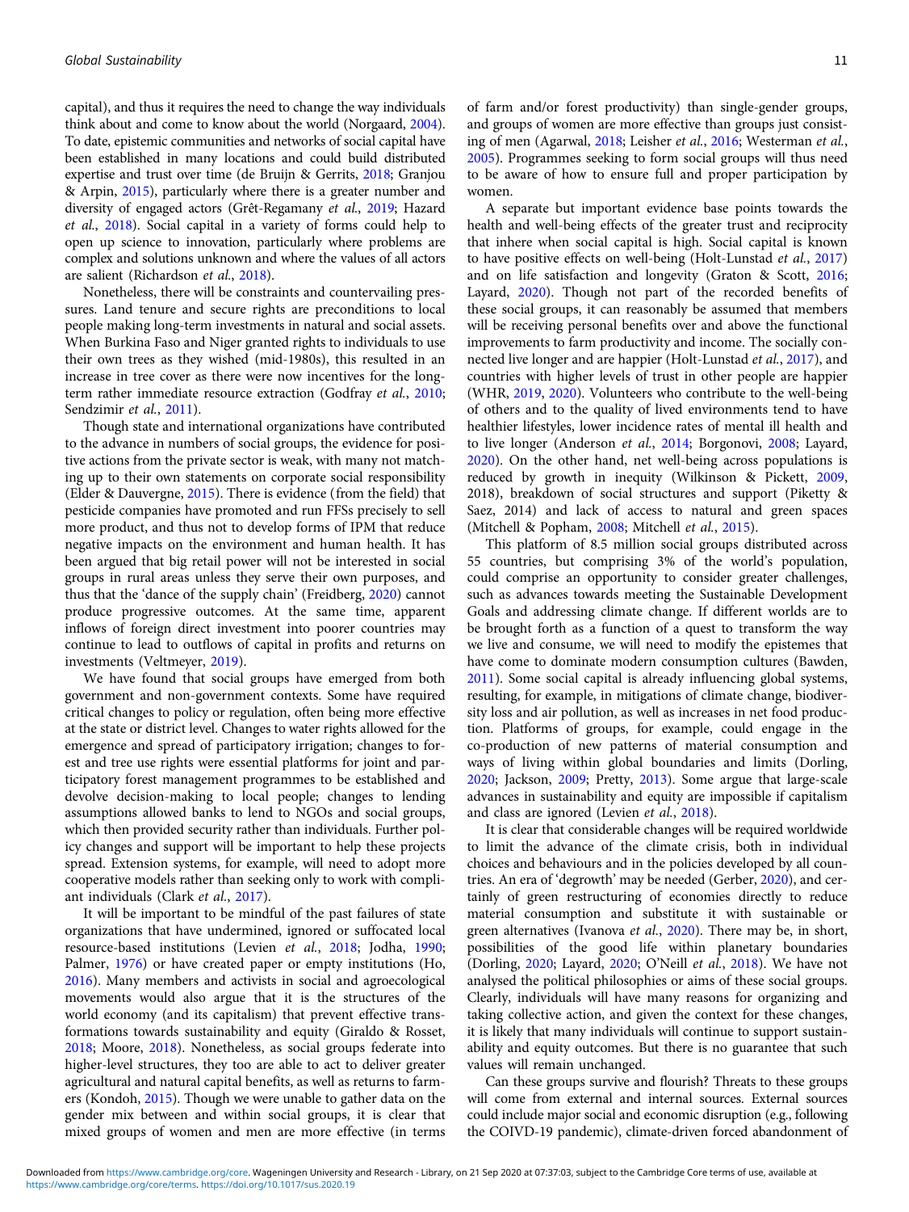capital), and thus it requires the need to change the way individuals think about and come to know about the world (Norgaard, 2004). To date, epistemic communities and networks of social capital have been established in many locations and could build distributed expertise and trust over time (de Bruijn & Gerrits, 2018; Granjou & Arpin, 2015), particularly where there is a greater number and diversity of engaged actors (Grêt-Regamany *et al.*, 2019; Hazard *et al.*, 2018). Social capital in a variety of forms could help to open up science to innovation, particularly where problems are complex and solutions unknown and where the values of all actors are salient (Richardson *et al.*, 2018).

Nonetheless, there will be constraints and countervailing pressures. Land tenure and secure rights are preconditions to local people making long-term investments in natural and social assets. When Burkina Faso and Niger granted rights to individuals to use their own trees as they wished (mid-1980s), this resulted in an increase in tree cover as there were now incentives for the long-term rather immediate resource extraction (Godfray *et al.*, 2010; Sendzimir *et al.*, 2011).

Though state and international organizations have contributed to the advance in numbers of social groups, the evidence for positive actions from the private sector is weak, with many not matching up to their own statements on corporate social responsibility (Elder & Dauvergne, 2015). There is evidence (from the field) that pesticide companies have promoted and run FFSs precisely to sell more product, and thus not to develop forms of IPM that reduce negative impacts on the environment and human health. It has been argued that big retail power will not be interested in social groups in rural areas unless they serve their own purposes, and thus that the 'dance of the supply chain' (Freidberg, 2020) cannot produce progressive outcomes. At the same time, apparent inflows of foreign direct investment into poorer countries may continue to lead to outflows of capital in profits and returns on investments (Veltmeyer, 2019).

We have found that social groups have emerged from both government and non-government contexts. Some have required critical changes to policy or regulation, often being more effective at the state or district level. Changes to water rights allowed for the emergence and spread of participatory irrigation; changes to forest and tree use rights were essential platforms for joint and participatory forest management programmes to be established and devolve decision-making to local people; changes to lending assumptions allowed banks to lend to NGOs and social groups, which then provided security rather than individuals. Further policy changes and support will be important to help these projects spread. Extension systems, for example, will need to adopt more cooperative models rather than seeking only to work with compliant individuals (Clark *et al.*, 2017).

It will be important to be mindful of the past failures of state organizations that have undermined, ignored or suffocated local resource-based institutions (Levien *et al.*, 2018; Jodha, 1990; Palmer, 1976) or have created paper or empty institutions (Ho, 2016). Many members and activists in social and agroecological movements would also argue that it is the structures of the world economy (and its capitalism) that prevent effective transformations towards sustainability and equity (Giraldo & Rosset, 2018; Moore, 2018). Nonetheless, as social groups federate into higher-level structures, they too are able to act to deliver greater agricultural and natural capital benefits, as well as returns to farmers (Kondoh, 2015). Though we were unable to gather data on the gender mix between and within social groups, it is clear that mixed groups of women and men are more effective (in terms of farm and/or forest productivity) than single-gender groups, and groups of women are more effective than groups just consisting of men (Agarwal, 2018; Leisher *et al.*, 2016; Westerman *et al.*, 2005). Programmes seeking to form social groups will thus need to be aware of how to ensure full and proper participation by women.

A separate but important evidence base points towards the health and well-being effects of the greater trust and reciprocity that inhere when social capital is high. Social capital is known to have positive effects on well-being (Holt-Lunstad *et al.*, 2017) and on life satisfaction and longevity (Graton & Scott, 2016; Layard, 2020). Though not part of the recorded benefits of these social groups, it can reasonably be assumed that members will be receiving personal benefits over and above the functional improvements to farm productivity and income. The socially connected live longer and are happier (Holt-Lunstad *et al.*, 2017), and countries with higher levels of trust in other people are happier (WHR, 2019, 2020). Volunteers who contribute to the well-being of others and to the quality of lived environments tend to have healthier lifestyles, lower incidence rates of mental ill health and to live longer (Anderson *et al.*, 2014; Borgonovi, 2008; Layard, 2020). On the other hand, net well-being across populations is reduced by growth in inequity (Wilkinson & Pickett, 2009, 2018), breakdown of social structures and support (Piketty & Saez, 2014) and lack of access to natural and green spaces (Mitchell & Popham, 2008; Mitchell *et al.*, 2015).

This platform of 8.5 million social groups distributed across 55 countries, but comprising 3% of the world's population, could comprise an opportunity to consider greater challenges, such as advances towards meeting the Sustainable Development Goals and addressing climate change. If different worlds are to be brought forth as a function of a quest to transform the way we live and consume, we will need to modify the epistemes that have come to dominate modern consumption cultures (Bawden, 2011). Some social capital is already influencing global systems, resulting, for example, in mitigations of climate change, biodiversity loss and air pollution, as well as increases in net food production. Platforms of groups, for example, could engage in the co-production of new patterns of material consumption and ways of living within global boundaries and limits (Dorling, 2020; Jackson, 2009; Pretty, 2013). Some argue that large-scale advances in sustainability and equity are impossible if capitalism and class are ignored (Levien *et al.*, 2018).

It is clear that considerable changes will be required worldwide to limit the advance of the climate crisis, both in individual choices and behaviours and in the policies developed by all countries. An era of 'degrowth' may be needed (Gerber, 2020), and certainly of green restructuring of economies directly to reduce material consumption and substitute it with sustainable or green alternatives (Ivanova *et al.*, 2020). There may be, in short, possibilities of the good life within planetary boundaries (Dorling, 2020; Layard, 2020; O'Neill *et al.*, 2018). We have not analysed the political philosophies or aims of these social groups. Clearly, individuals will have many reasons for organizing and taking collective action, and given the context for these changes, it is likely that many individuals will continue to support sustainability and equity outcomes. But there is no guarantee that such values will remain unchanged.

Can these groups survive and flourish? Threats to these groups will come from external and internal sources. External sources could include major social and economic disruption (e.g., following the COIVD-19 pandemic), climate-driven forced abandonment of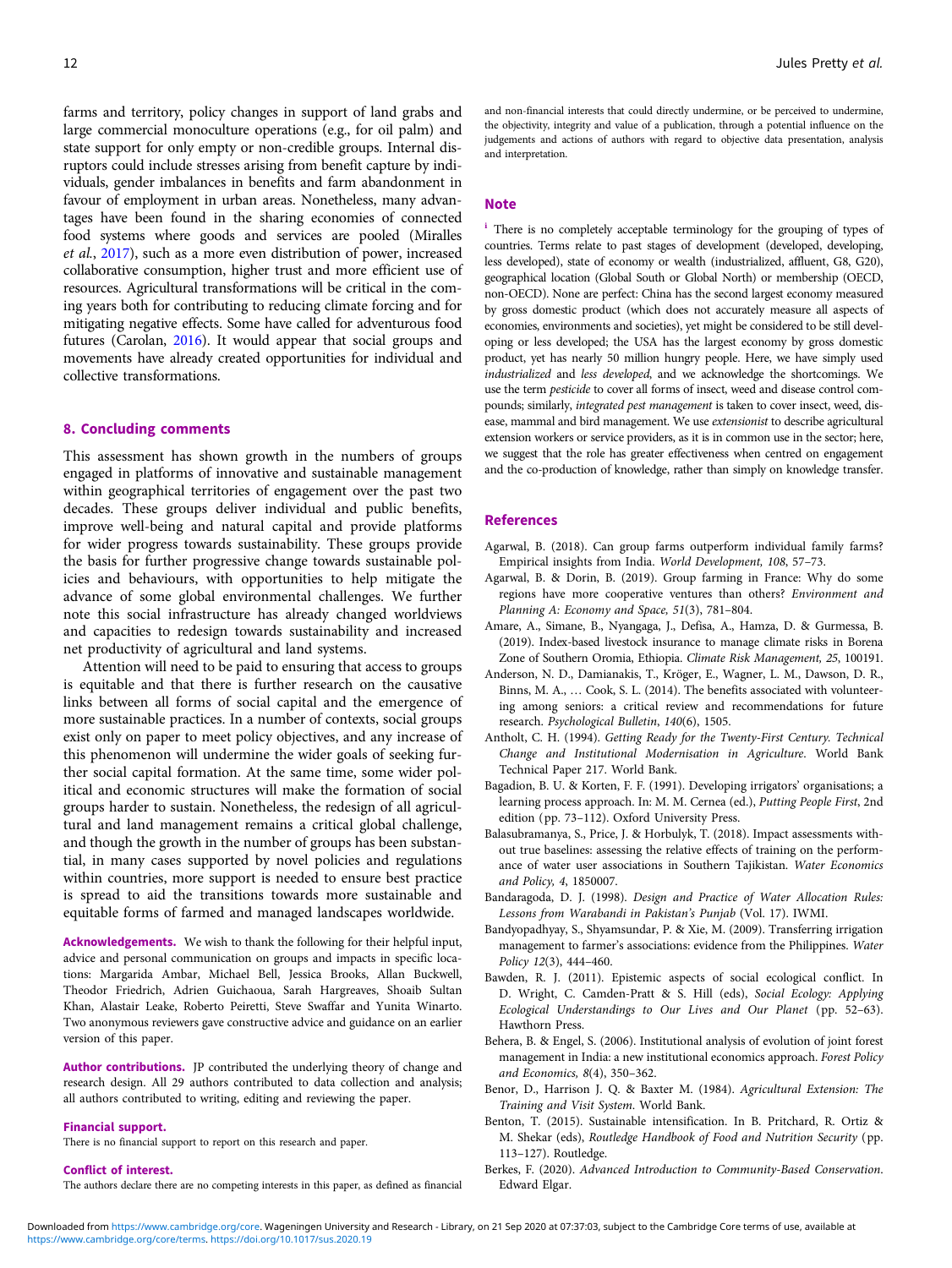farms and territory, policy changes in support of land grabs and large commercial monoculture operations (e.g., for oil palm) and state support for only empty or non-credible groups. Internal disruptors could include stresses arising from benefit capture by individuals, gender imbalances in benefits and farm abandonment in favour of employment in urban areas. Nonetheless, many advantages have been found in the sharing economies of connected food systems where goods and services are pooled (Miralles *et al.*, 2017), such as a more even distribution of power, increased collaborative consumption, higher trust and more efficient use of resources. Agricultural transformations will be critical in the coming years both for contributing to reducing climate forcing and for mitigating negative effects. Some have called for adventurous food futures (Carolan, 2016). It would appear that social groups and movements have already created opportunities for individual and collective transformations.

## 8. Concluding comments

This assessment has shown growth in the numbers of groups engaged in platforms of innovative and sustainable management within geographical territories of engagement over the past two decades. These groups deliver individual and public benefits, improve well-being and natural capital and provide platforms for wider progress towards sustainability. These groups provide the basis for further progressive change towards sustainable policies and behaviours, with opportunities to help mitigate the advance of some global environmental challenges. We further note this social infrastructure has already changed worldviews and capacities to redesign towards sustainability and increased net productivity of agricultural and land systems.

Attention will need to be paid to ensuring that access to groups is equitable and that there is further research on the causative links between all forms of social capital and the emergence of more sustainable practices. In a number of contexts, social groups exist only on paper to meet policy objectives, and any increase of this phenomenon will undermine the wider goals of seeking further social capital formation. At the same time, some wider political and economic structures will make the formation of social groups harder to sustain. Nonetheless, the redesign of all agricultural and land management remains a critical global challenge, and though the growth in the number of groups has been substantial, in many cases supported by novel policies and regulations within countries, more support is needed to ensure best practice is spread to aid the transitions towards more sustainable and equitable forms of farmed and managed landscapes worldwide.

**Acknowledgements.** We wish to thank the following for their helpful input, advice and personal communication on groups and impacts in specific locations: Margarida Ambar, Michael Bell, Jessica Brooks, Allan Buckwell, Theodor Friedrich, Adrien Guichaoua, Sarah Hargreaves, Shoaib Sultan Khan, Alastair Leake, Roberto Peiretti, Steve Swaffar and Yunita Winarto. Two anonymous reviewers gave constructive advice and guidance on an earlier version of this paper.

**Author contributions.** JP contributed the underlying theory of change and research design. All 29 authors contributed to data collection and analysis; all authors contributed to writing, editing and reviewing the paper.

**Financial support.**
There is no financial support to report on this research and paper.

**Conflict of interest.**
The authors declare there are no competing interests in this paper, as defined as financial and non-financial interests that could directly undermine, or be perceived to undermine, the objectivity, integrity and value of a publication, through a potential influence on the judgements and actions of authors with regard to objective data presentation, analysis and interpretation.

## Note

[i] There is no completely acceptable terminology for the grouping of types of countries. Terms relate to past stages of development (developed, developing, less developed), state of economy or wealth (industrialized, affluent, G8, G20), geographical location (Global South or Global North) or membership (OECD, non-OECD). None are perfect: China has the second largest economy measured by gross domestic product (which does not accurately measure all aspects of economies, environments and societies), yet might be considered to be still developing or less developed; the USA has the largest economy by gross domestic product, yet has nearly 50 million hungry people. Here, we have simply used *industrialized* and *less developed*, and we acknowledge the shortcomings. We use the term *pesticide* to cover all forms of insect, weed and disease control compounds; similarly, *integrated pest management* is taken to cover insect, weed, disease, mammal and bird management. We use *extensionist* to describe agricultural extension workers or service providers, as it is in common use in the sector; here, we suggest that the role has greater effectiveness when centred on engagement and the co-production of knowledge, rather than simply on knowledge transfer.

## References

Agarwal, B. (2018). Can group farms outperform individual family farms? Empirical insights from India. *World Development, 108*, 57–73.

Agarwal, B. & Dorin, B. (2019). Group farming in France: Why do some regions have more cooperative ventures than others? *Environment and Planning A: Economy and Space, 51*(3), 781–804.

Amare, A., Simane, B., Nyangaga, J., Defisa, A., Hamza, D. & Gurmessa, B. (2019). Index-based livestock insurance to manage climate risks in Borena Zone of Southern Oromia, Ethiopia. *Climate Risk Management, 25*, 100191.

Anderson, N. D., Damianakis, T., Kröger, E., Wagner, L. M., Dawson, D. R., Binns, M. A., … Cook, S. L. (2014). The benefits associated with volunteering among seniors: a critical review and recommendations for future research. *Psychological Bulletin, 140*(6), 1505.

Antholt, C. H. (1994). *Getting Ready for the Twenty-First Century. Technical Change and Institutional Modernisation in Agriculture*. World Bank Technical Paper 217. World Bank.

Bagadion, B. U. & Korten, F. F. (1991). Developing irrigators' organisations; a learning process approach. In: M. M. Cernea (ed.), *Putting People First*, 2nd edition (pp. 73–112). Oxford University Press.

Balasubramanya, S., Price, J. & Horbulyk, T. (2018). Impact assessments without true baselines: assessing the relative effects of training on the performance of water user associations in Southern Tajikistan. *Water Economics and Policy, 4*, 1850007.

Bandaragoda, D. J. (1998). *Design and Practice of Water Allocation Rules: Lessons from Warabandi in Pakistan's Punjab* (Vol. 17). IWMI.

Bandyopadhyay, S., Shyamsundar, P. & Xie, M. (2009). Transferring irrigation management to farmer's associations: evidence from the Philippines. *Water Policy 12*(3), 444–460.

Bawden, R. J. (2011). Epistemic aspects of social ecological conflict. In D. Wright, C. Camden-Pratt & S. Hill (eds), *Social Ecology: Applying Ecological Understandings to Our Lives and Our Planet* (pp. 52–63). Hawthorn Press.

Behera, B. & Engel, S. (2006). Institutional analysis of evolution of joint forest management in India: a new institutional economics approach. *Forest Policy and Economics, 8*(4), 350–362.

Benor, D., Harrison J. Q. & Baxter M. (1984). *Agricultural Extension: The Training and Visit System*. World Bank.

Benton, T. (2015). Sustainable intensification. In B. Pritchard, R. Ortiz & M. Shekar (eds), *Routledge Handbook of Food and Nutrition Security* (pp. 113–127). Routledge.

Berkes, F. (2020). *Advanced Introduction to Community-Based Conservation*. Edward Elgar.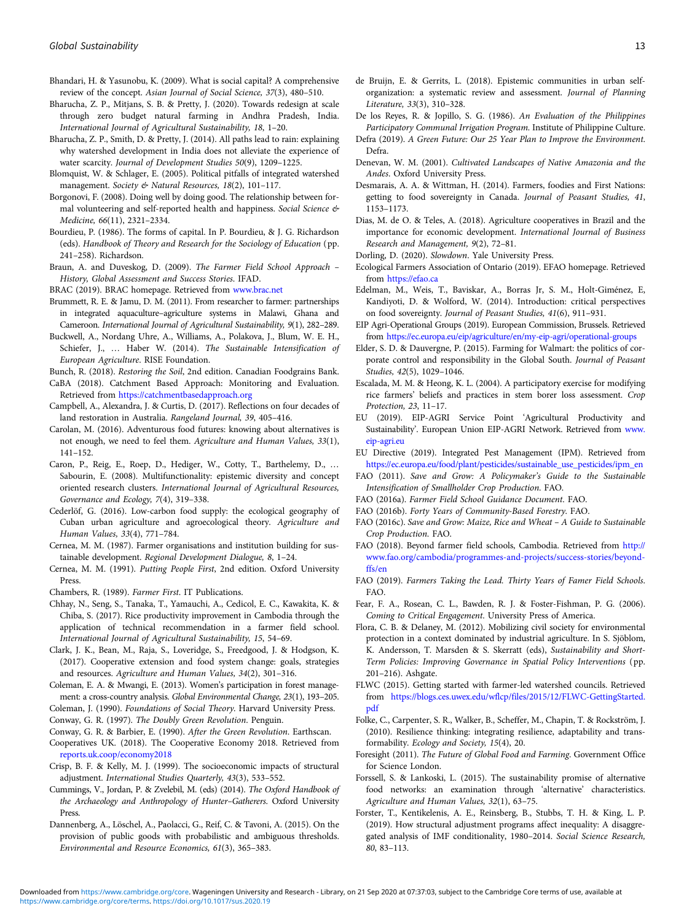Bhandari, H. & Yasunobu, K. (2009). What is social capital? A comprehensive review of the concept. *Asian Journal of Social Science, 37*(3), 480–510.

Bharucha, Z. P., Mitjans, S. B. & Pretty, J. (2020). Towards redesign at scale through zero budget natural farming in Andhra Pradesh, India. *International Journal of Agricultural Sustainability, 18*, 1–20.

Bharucha, Z. P., Smith, D. & Pretty, J. (2014). All paths lead to rain: explaining why watershed development in India does not alleviate the experience of water scarcity. *Journal of Development Studies 50*(9), 1209–1225.

Blomquist, W. & Schlager, E. (2005). Political pitfalls of integrated watershed management. *Society & Natural Resources, 18*(2), 101–117.

Borgonovi, F. (2008). Doing well by doing good. The relationship between formal volunteering and self-reported health and happiness. *Social Science & Medicine, 66*(11), 2321–2334.

Bourdieu, P. (1986). The forms of capital. In P. Bourdieu, & J. G. Richardson (eds). *Handbook of Theory and Research for the Sociology of Education* (pp. 241–258). Richardson.

Braun, A. and Duveskog, D. (2009). *The Farmer Field School Approach – History, Global Assessment and Success Stories*. IFAD.

BRAC (2019). BRAC homepage. Retrieved from www.brac.net

Brummett, R. E. & Jamu, D. M. (2011). From researcher to farmer: partnerships in integrated aquaculture–agriculture systems in Malawi, Ghana and Cameroon. *International Journal of Agricultural Sustainability, 9*(1), 282–289.

Buckwell, A., Nordang Uhre, A., Williams, A., Polakova, J., Blum, W. E. H., Schiefer, J., … Haber W. (2014). *The Sustainable Intensification of European Agriculture*. RISE Foundation.

Bunch, R. (2018). *Restoring the Soil*, 2nd edition. Canadian Foodgrains Bank.

CaBA (2018). Catchment Based Approach: Monitoring and Evaluation. Retrieved from https://catchmentbasedapproach.org

Campbell, A., Alexandra, J. & Curtis, D. (2017). Reflections on four decades of land restoration in Australia. *Rangeland Journal, 39*, 405–416.

Carolan, M. (2016). Adventurous food futures: knowing about alternatives is not enough, we need to feel them. *Agriculture and Human Values, 33*(1), 141–152.

Caron, P., Reig, E., Roep, D., Hediger, W., Cotty, T., Barthelemy, D., … Sabourin, E. (2008). Multifunctionality: epistemic diversity and concept oriented research clusters. *International Journal of Agricultural Resources, Governance and Ecology, 7*(4), 319–338.

Cederlöf, G. (2016). Low-carbon food supply: the ecological geography of Cuban urban agriculture and agroecological theory. *Agriculture and Human Values, 33*(4), 771–784.

Cernea, M. M. (1987). Farmer organisations and institution building for sustainable development. *Regional Development Dialogue, 8*, 1–24.

Cernea, M. M. (1991). *Putting People First*, 2nd edition. Oxford University Press.

Chambers, R. (1989). *Farmer First*. IT Publications.

Chhay, N., Seng, S., Tanaka, T., Yamauchi, A., Cedicol, E. C., Kawakita, K. & Chiba, S. (2017). Rice productivity improvement in Cambodia through the application of technical recommendation in a farmer field school. *International Journal of Agricultural Sustainability, 15*, 54–69.

Clark, J. K., Bean, M., Raja, S., Loveridge, S., Freedgood, J. & Hodgson, K. (2017). Cooperative extension and food system change: goals, strategies and resources. *Agriculture and Human Values, 34*(2), 301–316.

Coleman, E. A. & Mwangi, E. (2013). Women's participation in forest management: a cross-country analysis. *Global Environmental Change, 23*(1), 193–205.

Coleman, J. (1990). *Foundations of Social Theory*. Harvard University Press.

Conway, G. R. (1997). *The Doubly Green Revolution*. Penguin.

Conway, G. R. & Barbier, E. (1990). *After the Green Revolution*. Earthscan.

Cooperatives UK. (2018). The Cooperative Economy 2018. Retrieved from reports.uk.coop/economy2018

Crisp, B. F. & Kelly, M. J. (1999). The socioeconomic impacts of structural adjustment. *International Studies Quarterly, 43*(3), 533–552.

Cummings, V., Jordan, P. & Zvelebil, M. (eds) (2014). *The Oxford Handbook of the Archaeology and Anthropology of Hunter–Gatherers*. Oxford University Press.

Dannenberg, A., Löschel, A., Paolacci, G., Reif, C. & Tavoni, A. (2015). On the provision of public goods with probabilistic and ambiguous thresholds. *Environmental and Resource Economics, 61*(3), 365–383.

de Bruijn, E. & Gerrits, L. (2018). Epistemic communities in urban self-organization: a systematic review and assessment. *Journal of Planning Literature, 33*(3), 310–328.

De los Reyes, R. & Jopillo, S. G. (1986). *An Evaluation of the Philippines Participatory Communal Irrigation Program*. Institute of Philippine Culture.

Defra (2019). *A Green Future: Our 25 Year Plan to Improve the Environment*. Defra.

Denevan, W. M. (2001). *Cultivated Landscapes of Native Amazonia and the Andes*. Oxford University Press.

Desmarais, A. A. & Wittman, H. (2014). Farmers, foodies and First Nations: getting to food sovereignty in Canada. *Journal of Peasant Studies, 41*, 1153–1173.

Dias, M. de O. & Teles, A. (2018). Agriculture cooperatives in Brazil and the importance for economic development. *International Journal of Business Research and Management, 9*(2), 72–81.

Dorling, D. (2020). *Slowdown*. Yale University Press.

Ecological Farmers Association of Ontario (2019). EFAO homepage. Retrieved from https://efao.ca

Edelman, M., Weis, T., Baviskar, A., Borras Jr, S. M., Holt-Giménez, E, Kandiyoti, D. & Wolford, W. (2014). Introduction: critical perspectives on food sovereignty. *Journal of Peasant Studies, 41*(6), 911–931.

EIP Agri-Operational Groups (2019). European Commission, Brussels. Retrieved from https://ec.europa.eu/eip/agriculture/en/my-eip-agri/operational-groups

Elder, S. D. & Dauvergne, P. (2015). Farming for Walmart: the politics of corporate control and responsibility in the Global South. *Journal of Peasant Studies, 42*(5), 1029–1046.

Escalada, M. M. & Heong, K. L. (2004). A participatory exercise for modifying rice farmers' beliefs and practices in stem borer loss assessment. *Crop Protection, 23*, 11–17.

EU (2019). EIP-AGRI Service Point 'Agricultural Productivity and Sustainability'. European Union EIP-AGRI Network. Retrieved from www.eip-agri.eu

EU Directive (2019). Integrated Pest Management (IPM). Retrieved from https://ec.europa.eu/food/plant/pesticides/sustainable_use_pesticides/ipm_en

FAO (2011). *Save and Grow: A Policymaker's Guide to the Sustainable Intensification of Smallholder Crop Production*. FAO.

FAO (2016a). *Farmer Field School Guidance Document*. FAO.

FAO (2016b). *Forty Years of Community-Based Forestry*. FAO.

FAO (2016c). *Save and Grow: Maize, Rice and Wheat – A Guide to Sustainable Crop Production*. FAO.

FAO (2018). Beyond farmer field schools, Cambodia. Retrieved from http://www.fao.org/cambodia/programmes-and-projects/success-stories/beyond-ffs/en

FAO (2019). *Farmers Taking the Lead. Thirty Years of Famer Field Schools*. FAO.

Fear, F. A., Rosean, C. L., Bawden, R. J. & Foster-Fishman, P. G. (2006). *Coming to Critical Engagement*. University Press of America.

Flora, C. B. & Delaney, M. (2012). Mobilizing civil society for environmental protection in a context dominated by industrial agriculture. In S. Sjöblom, K. Andersson, T. Marsden & S. Skerratt (eds), *Sustainability and Short-Term Policies: Improving Governance in Spatial Policy Interventions* (pp. 201–216). Ashgate.

FLWC (2015). Getting started with farmer-led watershed councils. Retrieved from https://blogs.ces.uwex.edu/wflcp/files/2015/12/FLWC-GettingStarted.pdf

Folke, C., Carpenter, S. R., Walker, B., Scheffer, M., Chapin, T. & Rockström, J. (2010). Resilience thinking: integrating resilience, adaptability and transformability. *Ecology and Society, 15*(4), 20.

Foresight (2011). *The Future of Global Food and Farming*. Government Office for Science London.

Forssell, S. & Lankoski, L. (2015). The sustainability promise of alternative food networks: an examination through 'alternative' characteristics. *Agriculture and Human Values, 32*(1), 63–75.

Forster, T., Kentikelenis, A. E., Reinsberg, B., Stubbs, T. H. & King, L. P. (2019). How structural adjustment programs affect inequality: A disaggregated analysis of IMF conditionality, 1980–2014. *Social Science Research, 80*, 83–113.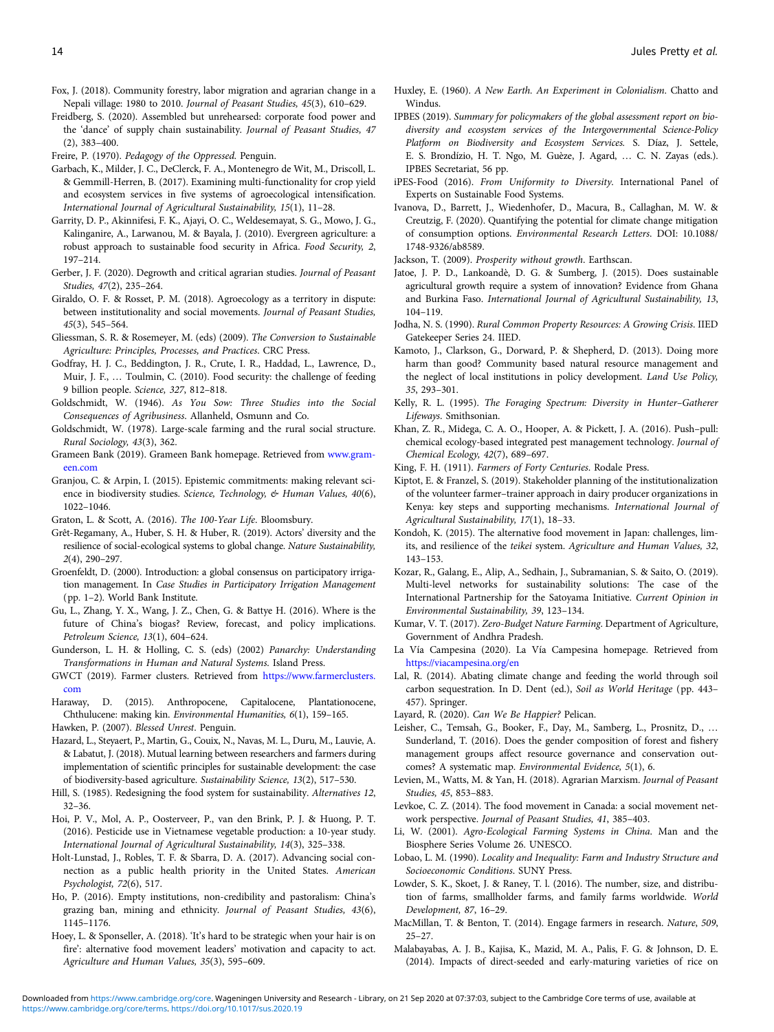Fox, J. (2018). Community forestry, labor migration and agrarian change in a Nepali village: 1980 to 2010. *Journal of Peasant Studies, 45*(3), 610–629.

Freidberg, S. (2020). Assembled but unrehearsed: corporate food power and the 'dance' of supply chain sustainability. *Journal of Peasant Studies, 47* (2), 383–400.

Freire, P. (1970). *Pedagogy of the Oppressed*. Penguin.

Garbach, K., Milder, J. C., DeClerck, F. A., Montenegro de Wit, M., Driscoll, L. & Gemmill-Herren, B. (2017). Examining multi-functionality for crop yield and ecosystem services in five systems of agroecological intensification. *International Journal of Agricultural Sustainability, 15*(1), 11–28.

Garrity, D. P., Akinnifesi, F. K., Ajayi, O. C., Weldesemayat, S. G., Mowo, J. G., Kalinganire, A., Larwanou, M. & Bayala, J. (2010). Evergreen agriculture: a robust approach to sustainable food security in Africa. *Food Security, 2*, 197–214.

Gerber, J. F. (2020). Degrowth and critical agrarian studies. *Journal of Peasant Studies, 47*(2), 235–264.

Giraldo, O. F. & Rosset, P. M. (2018). Agroecology as a territory in dispute: between institutionality and social movements. *Journal of Peasant Studies, 45*(3), 545–564.

Gliessman, S. R. & Rosemeyer, M. (eds) (2009). *The Conversion to Sustainable Agriculture: Principles, Processes, and Practices*. CRC Press.

Godfray, H. J. C., Beddington, J. R., Crute, I. R., Haddad, L., Lawrence, D., Muir, J. F., … Toulmin, C. (2010). Food security: the challenge of feeding 9 billion people. *Science, 327*, 812–818.

Goldschmidt, W. (1946). *As You Sow: Three Studies into the Social Consequences of Agribusiness*. Allanheld, Osmunn and Co.

Goldschmidt, W. (1978). Large-scale farming and the rural social structure. *Rural Sociology, 43*(3), 362.

Grameen Bank (2019). Grameen Bank homepage. Retrieved from www.grameen.com

Granjou, C. & Arpin, I. (2015). Epistemic commitments: making relevant science in biodiversity studies. *Science, Technology, & Human Values, 40*(6), 1022–1046.

Graton, L. & Scott, A. (2016). *The 100-Year Life*. Bloomsbury.

Grêt-Regamany, A., Huber, S. H. & Huber, R. (2019). Actors' diversity and the resilience of social-ecological systems to global change. *Nature Sustainability, 2*(4), 290–297.

Groenfeldt, D. (2000). Introduction: a global consensus on participatory irrigation management. In *Case Studies in Participatory Irrigation Management* (pp. 1–2). World Bank Institute.

Gu, L., Zhang, Y. X., Wang, J. Z., Chen, G. & Battye H. (2016). Where is the future of China's biogas? Review, forecast, and policy implications. *Petroleum Science, 13*(1), 604–624.

Gunderson, L. H. & Holling, C. S. (eds) (2002) *Panarchy: Understanding Transformations in Human and Natural Systems*. Island Press.

GWCT (2019). Farmer clusters. Retrieved from https://www.farmerclusters.com

Haraway, D. (2015). Anthropocene, Capitalocene, Plantationocene, Chthulucene: making kin. *Environmental Humanities, 6*(1), 159–165.

Hawken, P. (2007). *Blessed Unrest*. Penguin.

Hazard, L., Steyaert, P., Martin, G., Couix, N., Navas, M. L., Duru, M., Lauvie, A. & Labatut, J. (2018). Mutual learning between researchers and farmers during implementation of scientific principles for sustainable development: the case of biodiversity-based agriculture. *Sustainability Science, 13*(2), 517–530.

Hill, S. (1985). Redesigning the food system for sustainability. *Alternatives 12*, 32–36.

Hoi, P. V., Mol, A. P., Oosterveer, P., van den Brink, P. J. & Huong, P. T. (2016). Pesticide use in Vietnamese vegetable production: a 10-year study. *International Journal of Agricultural Sustainability, 14*(3), 325–338.

Holt-Lunstad, J., Robles, T. F. & Sbarra, D. A. (2017). Advancing social connection as a public health priority in the United States. *American Psychologist, 72*(6), 517.

Ho, P. (2016). Empty institutions, non-credibility and pastoralism: China's grazing ban, mining and ethnicity. *Journal of Peasant Studies, 43*(6), 1145–1176.

Hoey, L. & Sponseller, A. (2018). 'It's hard to be strategic when your hair is on fire': alternative food movement leaders' motivation and capacity to act. *Agriculture and Human Values, 35*(3), 595–609.

Huxley, E. (1960). *A New Earth. An Experiment in Colonialism*. Chatto and Windus.

IPBES (2019). *Summary for policymakers of the global assessment report on biodiversity and ecosystem services of the Intergovernmental Science-Policy Platform on Biodiversity and Ecosystem Services*. S. Díaz, J. Settele, E. S. Brondízio, H. T. Ngo, M. Guèze, J. Agard, … C. N. Zayas (eds.). IPBES Secretariat, 56 pp.

iPES-Food (2016). *From Uniformity to Diversity*. International Panel of Experts on Sustainable Food Systems.

Ivanova, D., Barrett, J., Wiedenhofer, D., Macura, B., Callaghan, M. W. & Creutzig, F. (2020). Quantifying the potential for climate change mitigation of consumption options. *Environmental Research Letters*. DOI: 10.1088/1748-9326/ab8589.

Jackson, T. (2009). *Prosperity without growth*. Earthscan.

Jatoe, J. P. D., Lankoandè, D. G. & Sumberg, J. (2015). Does sustainable agricultural growth require a system of innovation? Evidence from Ghana and Burkina Faso. *International Journal of Agricultural Sustainability, 13*, 104–119.

Jodha, N. S. (1990). *Rural Common Property Resources: A Growing Crisis*. IIED Gatekeeper Series 24. IIED.

Kamoto, J., Clarkson, G., Dorward, P. & Shepherd, D. (2013). Doing more harm than good? Community based natural resource management and the neglect of local institutions in policy development. *Land Use Policy, 35*, 293–301.

Kelly, R. L. (1995). *The Foraging Spectrum: Diversity in Hunter–Gatherer Lifeways*. Smithsonian.

Khan, Z. R., Midega, C. A. O., Hooper, A. & Pickett, J. A. (2016). Push–pull: chemical ecology-based integrated pest management technology. *Journal of Chemical Ecology, 42*(7), 689–697.

King, F. H. (1911). *Farmers of Forty Centuries*. Rodale Press.

Kiptot, E. & Franzel, S. (2019). Stakeholder planning of the institutionalization of the volunteer farmer–trainer approach in dairy producer organizations in Kenya: key steps and supporting mechanisms. *International Journal of Agricultural Sustainability, 17*(1), 18–33.

Kondoh, K. (2015). The alternative food movement in Japan: challenges, limits, and resilience of the *teikei* system. *Agriculture and Human Values, 32*, 143–153.

Kozar, R., Galang, E., Alip, A., Sedhain, J., Subramanian, S. & Saito, O. (2019). Multi-level networks for sustainability solutions: The case of the International Partnership for the Satoyama Initiative. *Current Opinion in Environmental Sustainability, 39*, 123–134.

Kumar, V. T. (2017). *Zero-Budget Nature Farming*. Department of Agriculture, Government of Andhra Pradesh.

La Vía Campesina (2020). La Vía Campesina homepage. Retrieved from https://viacampesina.org/en

Lal, R. (2014). Abating climate change and feeding the world through soil carbon sequestration. In D. Dent (ed.), *Soil as World Heritage* (pp. 443–457). Springer.

Layard, R. (2020). *Can We Be Happier?* Pelican.

Leisher, C., Temsah, G., Booker, F., Day, M., Samberg, L., Prosnitz, D., … Sunderland, T. (2016). Does the gender composition of forest and fishery management groups affect resource governance and conservation outcomes? A systematic map. *Environmental Evidence, 5*(1), 6.

Levien, M., Watts, M. & Yan, H. (2018). Agrarian Marxism. *Journal of Peasant Studies, 45*, 853–883.

Levkoe, C. Z. (2014). The food movement in Canada: a social movement network perspective. *Journal of Peasant Studies, 41*, 385–403.

Li, W. (2001). *Agro-Ecological Farming Systems in China*. Man and the Biosphere Series Volume 26. UNESCO.

Lobao, L. M. (1990). *Locality and Inequality: Farm and Industry Structure and Socioeconomic Conditions*. SUNY Press.

Lowder, S. K., Skoet, J. & Raney, T. l. (2016). The number, size, and distribution of farms, smallholder farms, and family farms worldwide. *World Development, 87*, 16–29.

MacMillan, T. & Benton, T. (2014). Engage farmers in research. *Nature, 509*, 25–27.

Malabayabas, A. J. B., Kajisa, K., Mazid, M. A., Palis, F. G. & Johnson, D. E. (2014). Impacts of direct-seeded and early-maturing varieties of rice on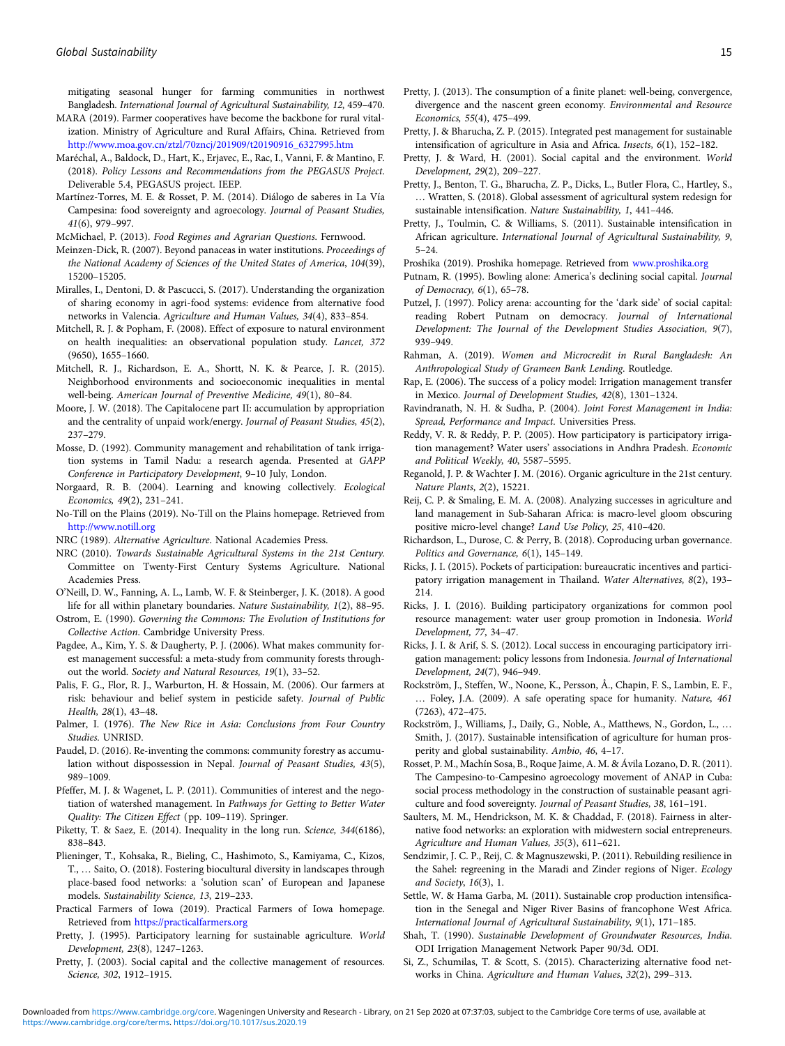mitigating seasonal hunger for farming communities in northwest Bangladesh. *International Journal of Agricultural Sustainability, 12*, 459–470.

MARA (2019). Farmer cooperatives have become the backbone for rural vitalization. Ministry of Agriculture and Rural Affairs, China. Retrieved from http://www.moa.gov.cn/ztzl/70zncj/201909/t20190916_6327995.htm

Maréchal, A., Baldock, D., Hart, K., Erjavec, E., Rac, I., Vanni, F. & Mantino, F. (2018). *Policy Lessons and Recommendations from the PEGASUS Project*. Deliverable 5.4, PEGASUS project. IEEP.

Martínez-Torres, M. E. & Rosset, P. M. (2014). Diálogo de saberes in La Vía Campesina: food sovereignty and agroecology. *Journal of Peasant Studies, 41*(6), 979–997.

McMichael, P. (2013). *Food Regimes and Agrarian Questions*. Fernwood.

Meinzen-Dick, R. (2007). Beyond panaceas in water institutions. *Proceedings of the National Academy of Sciences of the United States of America*, *104*(39), 15200–15205.

Miralles, I., Dentoni, D. & Pascucci, S. (2017). Understanding the organization of sharing economy in agri-food systems: evidence from alternative food networks in Valencia. *Agriculture and Human Values, 34*(4), 833–854.

Mitchell, R. J. & Popham, F. (2008). Effect of exposure to natural environment on health inequalities: an observational population study. *Lancet, 372* (9650), 1655–1660.

Mitchell, R. J., Richardson, E. A., Shortt, N. K. & Pearce, J. R. (2015). Neighborhood environments and socioeconomic inequalities in mental well-being. *American Journal of Preventive Medicine, 49*(1), 80–84.

Moore, J. W. (2018). The Capitalocene part II: accumulation by appropriation and the centrality of unpaid work/energy. *Journal of Peasant Studies, 45*(2), 237–279.

Mosse, D. (1992). Community management and rehabilitation of tank irrigation systems in Tamil Nadu: a research agenda. Presented at *GAPP Conference in Participatory Development*, 9–10 July, London.

Norgaard, R. B. (2004). Learning and knowing collectively. *Ecological Economics, 49*(2), 231–241.

No-Till on the Plains (2019). No-Till on the Plains homepage. Retrieved from http://www.notill.org

NRC (1989). *Alternative Agriculture*. National Academies Press.

NRC (2010). *Towards Sustainable Agricultural Systems in the 21st Century*. Committee on Twenty-First Century Systems Agriculture. National Academies Press.

O'Neill, D. W., Fanning, A. L., Lamb, W. F. & Steinberger, J. K. (2018). A good life for all within planetary boundaries. *Nature Sustainability, 1*(2), 88–95.

Ostrom, E. (1990). *Governing the Commons: The Evolution of Institutions for Collective Action*. Cambridge University Press.

Pagdee, A., Kim, Y. S. & Daugherty, P. J. (2006). What makes community forest management successful: a meta-study from community forests throughout the world. *Society and Natural Resources, 19*(1), 33–52.

Palis, F. G., Flor, R. J., Warburton, H. & Hossain, M. (2006). Our farmers at risk: behaviour and belief system in pesticide safety. *Journal of Public Health, 28*(1), 43–48.

Palmer, I. (1976). *The New Rice in Asia: Conclusions from Four Country Studies*. UNRISD.

Paudel, D. (2016). Re-inventing the commons: community forestry as accumulation without dispossession in Nepal. *Journal of Peasant Studies, 43*(5), 989–1009.

Pfeffer, M. J. & Wagenet, L. P. (2011). Communities of interest and the negotiation of watershed management. In *Pathways for Getting to Better Water Quality: The Citizen Effect* (pp. 109–119). Springer.

Piketty, T. & Saez, E. (2014). Inequality in the long run. *Science, 344*(6186), 838–843.

Plieninger, T., Kohsaka, R., Bieling, C., Hashimoto, S., Kamiyama, C., Kizos, T., … Saito, O. (2018). Fostering biocultural diversity in landscapes through place-based food networks: a 'solution scan' of European and Japanese models. *Sustainability Science, 13*, 219–233.

Practical Farmers of Iowa (2019). Practical Farmers of Iowa homepage. Retrieved from https://practicalfarmers.org

Pretty, J. (1995). Participatory learning for sustainable agriculture. *World Development, 23*(8), 1247–1263.

Pretty, J. (2003). Social capital and the collective management of resources. *Science, 302*, 1912–1915.

Pretty, J. (2013). The consumption of a finite planet: well-being, convergence, divergence and the nascent green economy. *Environmental and Resource Economics, 55*(4), 475–499.

Pretty, J. & Bharucha, Z. P. (2015). Integrated pest management for sustainable intensification of agriculture in Asia and Africa. *Insects, 6*(1), 152–182.

Pretty, J. & Ward, H. (2001). Social capital and the environment. *World Development, 29*(2), 209–227.

Pretty, J., Benton, T. G., Bharucha, Z. P., Dicks, L., Butler Flora, C., Hartley, S., … Wratten, S. (2018). Global assessment of agricultural system redesign for sustainable intensification. *Nature Sustainability, 1*, 441–446.

Pretty, J., Toulmin, C. & Williams, S. (2011). Sustainable intensification in African agriculture. *International Journal of Agricultural Sustainability, 9*, 5–24.

Proshika (2019). Proshika homepage. Retrieved from www.proshika.org

Putnam, R. (1995). Bowling alone: America's declining social capital. *Journal of Democracy, 6*(1), 65–78.

Putzel, J. (1997). Policy arena: accounting for the 'dark side' of social capital: reading Robert Putnam on democracy. *Journal of International Development: The Journal of the Development Studies Association, 9*(7), 939–949.

Rahman, A. (2019). *Women and Microcredit in Rural Bangladesh: An Anthropological Study of Grameen Bank Lending*. Routledge.

Rap, E. (2006). The success of a policy model: Irrigation management transfer in Mexico. *Journal of Development Studies, 42*(8), 1301–1324.

Ravindranath, N. H. & Sudha, P. (2004). *Joint Forest Management in India: Spread, Performance and Impact*. Universities Press.

Reddy, V. R. & Reddy, P. P. (2005). How participatory is participatory irrigation management? Water users' associations in Andhra Pradesh. *Economic and Political Weekly, 40*, 5587–5595.

Reganold, J. P. & Wachter J. M. (2016). Organic agriculture in the 21st century. *Nature Plants*, *2*(2), 15221.

Reij, C. P. & Smaling, E. M. A. (2008). Analyzing successes in agriculture and land management in Sub-Saharan Africa: is macro-level gloom obscuring positive micro-level change? *Land Use Policy*, *25*, 410–420.

Richardson, L., Durose, C. & Perry, B. (2018). Coproducing urban governance. *Politics and Governance, 6*(1), 145–149.

Ricks, J. I. (2015). Pockets of participation: bureaucratic incentives and participatory irrigation management in Thailand. *Water Alternatives, 8*(2), 193–214.

Ricks, J. I. (2016). Building participatory organizations for common pool resource management: water user group promotion in Indonesia. *World Development, 77*, 34–47.

Ricks, J. I. & Arif, S. S. (2012). Local success in encouraging participatory irrigation management: policy lessons from Indonesia. *Journal of International Development, 24*(7), 946–949.

Rockström, J., Steffen, W., Noone, K., Persson, Å., Chapin, F. S., Lambin, E. F., … Foley, J.A. (2009). A safe operating space for humanity. *Nature, 461* (7263), 472–475.

Rockström, J., Williams, J., Daily, G., Noble, A., Matthews, N., Gordon, L., … Smith, J. (2017). Sustainable intensification of agriculture for human prosperity and global sustainability. *Ambio, 46*, 4–17.

Rosset, P. M., Machín Sosa, B., Roque Jaime, A. M. & Ávila Lozano, D. R. (2011). The Campesino-to-Campesino agroecology movement of ANAP in Cuba: social process methodology in the construction of sustainable peasant agriculture and food sovereignty. *Journal of Peasant Studies, 38*, 161–191.

Saulters, M. M., Hendrickson, M. K. & Chaddad, F. (2018). Fairness in alternative food networks: an exploration with midwestern social entrepreneurs. *Agriculture and Human Values, 35*(3), 611–621.

Sendzimir, J. C. P., Reij, C. & Magnuszewski, P. (2011). Rebuilding resilience in the Sahel: regreening in the Maradi and Zinder regions of Niger. *Ecology and Society*, *16*(3), 1.

Settle, W. & Hama Garba, M. (2011). Sustainable crop production intensification in the Senegal and Niger River Basins of francophone West Africa. *International Journal of Agricultural Sustainability, 9*(1), 171–185.

Shah, T. (1990). *Sustainable Development of Groundwater Resources, India*. ODI Irrigation Management Network Paper 90/3d. ODI.

Si, Z., Schumilas, T. & Scott, S. (2015). Characterizing alternative food networks in China. *Agriculture and Human Values*, *32*(2), 299–313.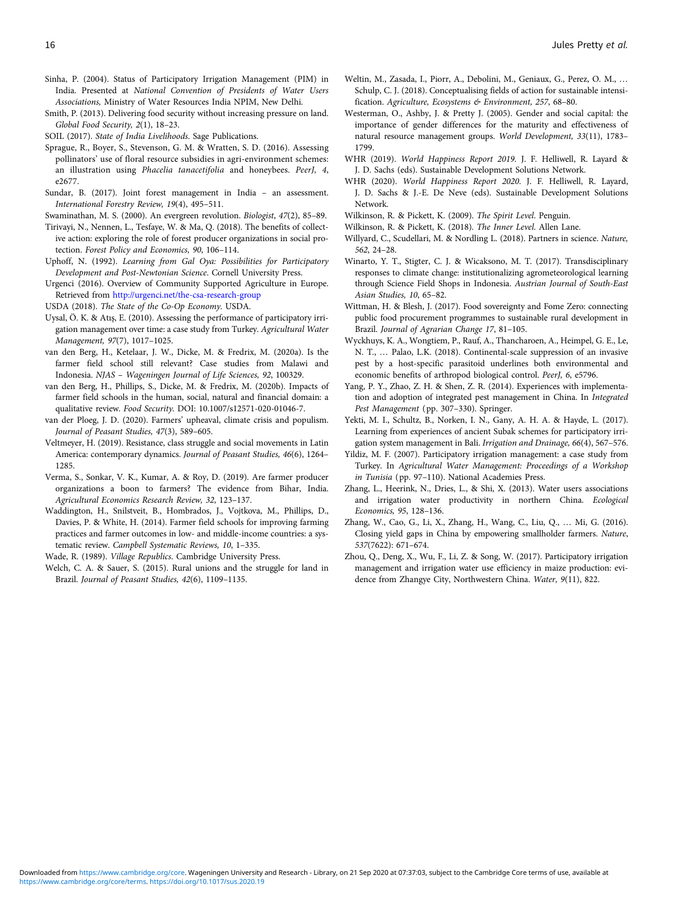Sinha, P. (2004). Status of Participatory Irrigation Management (PIM) in India. Presented at *National Convention of Presidents of Water Users Associations,* Ministry of Water Resources India NPIM, New Delhi.

Smith, P. (2013). Delivering food security without increasing pressure on land. *Global Food Security, 2*(1), 18–23.

SOIL (2017). *State of India Livelihoods*. Sage Publications.

Sprague, R., Boyer, S., Stevenson, G. M. & Wratten, S. D. (2016). Assessing pollinators' use of floral resource subsidies in agri-environment schemes: an illustration using *Phacelia tanacetifolia* and honeybees. *PeerJ, 4*, e2677.

Sundar, B. (2017). Joint forest management in India – an assessment. *International Forestry Review, 19*(4), 495–511.

Swaminathan, M. S. (2000). An evergreen revolution. *Biologist, 47*(2), 85–89.

Tirivayi, N., Nennen, L., Tesfaye, W. & Ma, Q. (2018). The benefits of collective action: exploring the role of forest producer organizations in social protection. *Forest Policy and Economics, 90*, 106–114.

Uphoff, N. (1992). *Learning from Gal Oya: Possibilities for Participatory Development and Post-Newtonian Science*. Cornell University Press.

Urgenci (2016). Overview of Community Supported Agriculture in Europe. Retrieved from http://urgenci.net/the-csa-research-group

USDA (2018). *The State of the Co-Op Economy*. USDA.

Uysal, Ö. K. & Atış, E. (2010). Assessing the performance of participatory irrigation management over time: a case study from Turkey. *Agricultural Water Management, 97*(7), 1017–1025.

van den Berg, H., Ketelaar, J. W., Dicke, M. & Fredrix, M. (2020a). Is the farmer field school still relevant? Case studies from Malawi and Indonesia. *NJAS – Wageningen Journal of Life Sciences, 92*, 100329.

van den Berg, H., Phillips, S., Dicke, M. & Fredrix, M. (2020b). Impacts of farmer field schools in the human, social, natural and financial domain: a qualitative review. *Food Security.* DOI: 10.1007/s12571-020-01046-7.

van der Ploeg, J. D. (2020). Farmers' upheaval, climate crisis and populism. *Journal of Peasant Studies, 47*(3), 589–605.

Veltmeyer, H. (2019). Resistance, class struggle and social movements in Latin America: contemporary dynamics. *Journal of Peasant Studies, 46*(6), 1264–1285.

Verma, S., Sonkar, V. K., Kumar, A. & Roy, D. (2019). Are farmer producer organizations a boon to farmers? The evidence from Bihar, India. *Agricultural Economics Research Review, 32*, 123–137.

Waddington, H., Snilstveit, B., Hombrados, J., Vojtkova, M., Phillips, D., Davies, P. & White, H. (2014). Farmer field schools for improving farming practices and farmer outcomes in low- and middle-income countries: a systematic review. *Campbell Systematic Reviews, 10*, 1–335.

Wade, R. (1989). *Village Republics*. Cambridge University Press.

Welch, C. A. & Sauer, S. (2015). Rural unions and the struggle for land in Brazil. *Journal of Peasant Studies, 42*(6), 1109–1135.

Weltin, M., Zasada, I., Piorr, A., Debolini, M., Geniaux, G., Perez, O. M., … Schulp, C. J. (2018). Conceptualising fields of action for sustainable intensification. *Agriculture, Ecosystems & Environment, 257*, 68–80.

Westerman, O., Ashby, J. & Pretty J. (2005). Gender and social capital: the importance of gender differences for the maturity and effectiveness of natural resource management groups. *World Development, 33*(11), 1783–1799.

WHR (2019). *World Happiness Report 2019*. J. F. Helliwell, R. Layard & J. D. Sachs (eds). Sustainable Development Solutions Network.

WHR (2020). *World Happiness Report 2020*. J. F. Helliwell, R. Layard, J. D. Sachs & J.-E. De Neve (eds). Sustainable Development Solutions Network.

Wilkinson, R. & Pickett, K. (2009). *The Spirit Level*. Penguin.

Wilkinson, R. & Pickett, K. (2018). *The Inner Level*. Allen Lane.

Willyard, C., Scudellari, M. & Nordling L. (2018). Partners in science. *Nature, 562*, 24–28.

Winarto, Y. T., Stigter, C. J. & Wicaksono, M. T. (2017). Transdisciplinary responses to climate change: institutionalizing agrometeorological learning through Science Field Shops in Indonesia. *Austrian Journal of South-East Asian Studies, 10*, 65–82.

Wittman, H. & Blesh, J. (2017). Food sovereignty and Fome Zero: connecting public food procurement programmes to sustainable rural development in Brazil. *Journal of Agrarian Change 17*, 81–105.

Wyckhuys, K. A., Wongtiem, P., Rauf, A., Thancharoen, A., Heimpel, G. E., Le, N. T., … Palao, L.K. (2018). Continental-scale suppression of an invasive pest by a host-specific parasitoid underlines both environmental and economic benefits of arthropod biological control. *PeerJ, 6*, e5796.

Yang, P. Y., Zhao, Z. H. & Shen, Z. R. (2014). Experiences with implementation and adoption of integrated pest management in China. In *Integrated Pest Management* (pp. 307–330). Springer.

Yekti, M. I., Schultz, B., Norken, I. N., Gany, A. H. A. & Hayde, L. (2017). Learning from experiences of ancient Subak schemes for participatory irrigation system management in Bali. *Irrigation and Drainage, 66*(4), 567–576.

Yildiz, M. F. (2007). Participatory irrigation management: a case study from Turkey. In *Agricultural Water Management: Proceedings of a Workshop in Tunisia* (pp. 97–110). National Academies Press.

Zhang, L., Heerink, N., Dries, L., & Shi, X. (2013). Water users associations and irrigation water productivity in northern China. *Ecological Economics, 95*, 128–136.

Zhang, W., Cao, G., Li, X., Zhang, H., Wang, C., Liu, Q., … Mi, G. (2016). Closing yield gaps in China by empowering smallholder farmers. *Nature*, *537*(7622): 671–674.

Zhou, Q., Deng, X., Wu, F., Li, Z. & Song, W. (2017). Participatory irrigation management and irrigation water use efficiency in maize production: evidence from Zhangye City, Northwestern China. *Water, 9*(11), 822.